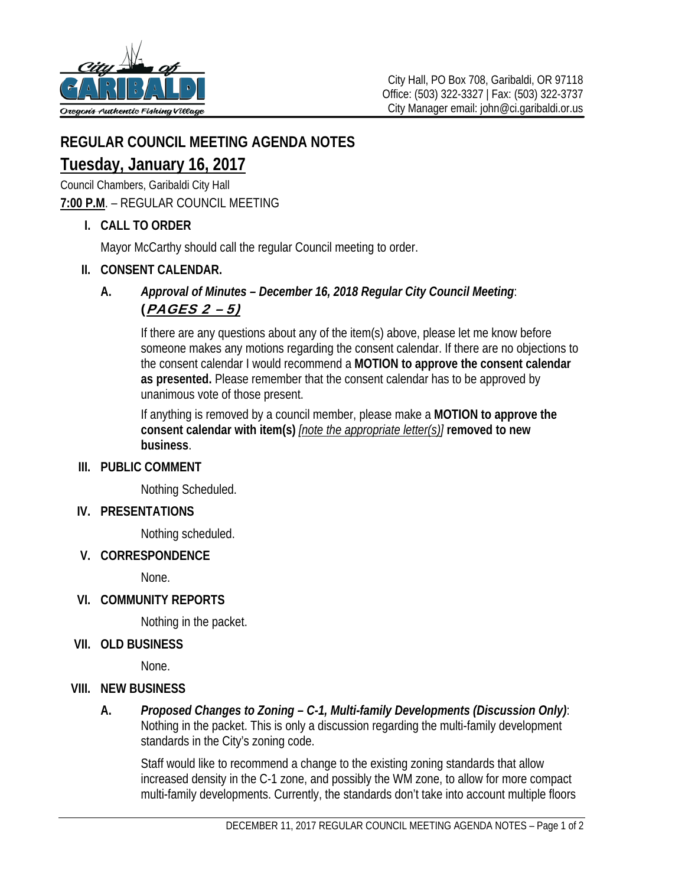City Hall, PO Box 708, Garibaldi, OR 97118
Office: (503) 322-3327 | Fax: (503) 322-3737
City Manager email: john@ci.garibaldi.or.us

# REGULAR COUNCIL MEETING AGENDA NOTES

## Tuesday, January 16, 2017

Council Chambers, Garibaldi City Hall

**7:00 P.M**. – REGULAR COUNCIL MEETING

### I. CALL TO ORDER

Mayor McCarthy should call the regular Council meeting to order.

### II. CONSENT CALENDAR.

**A.** ***Approval of Minutes – December 16, 2018 Regular City Council Meeting***: **(PAGES 2 – 5)**

If there are any questions about any of the item(s) above, please let me know before someone makes any motions regarding the consent calendar. If there are no objections to the consent calendar I would recommend a **MOTION to approve the consent calendar as presented.** Please remember that the consent calendar has to be approved by unanimous vote of those present.

If anything is removed by a council member, please make a **MOTION to approve the consent calendar with item(s)** *[note the appropriate letter(s)]* **removed to new business**.

### III. PUBLIC COMMENT

Nothing Scheduled.

### IV. PRESENTATIONS

Nothing scheduled.

### V. CORRESPONDENCE

None.

### VI. COMMUNITY REPORTS

Nothing in the packet.

### VII. OLD BUSINESS

None.

### VIII. NEW BUSINESS

**A.** ***Proposed Changes to Zoning – C-1, Multi-family Developments (Discussion Only)***: Nothing in the packet. This is only a discussion regarding the multi-family development standards in the City's zoning code.

Staff would like to recommend a change to the existing zoning standards that allow increased density in the C-1 zone, and possibly the WM zone, to allow for more compact multi-family developments. Currently, the standards don't take into account multiple floors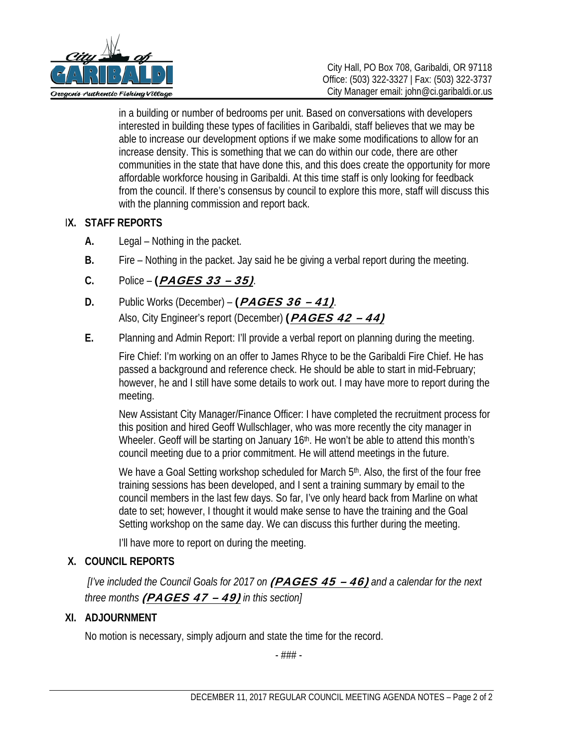in a building or number of bedrooms per unit. Based on conversations with developers interested in building these types of facilities in Garibaldi, staff believes that we may be able to increase our development options if we make some modifications to allow for an increase density. This is something that we can do within our code, there are other communities in the state that have done this, and this does create the opportunity for more affordable workforce housing in Garibaldi. At this time staff is only looking for feedback from the council. If there's consensus by council to explore this more, staff will discuss this with the planning commission and report back.

## IX. STAFF REPORTS

**A.** Legal – Nothing in the packet.

**B.** Fire – Nothing in the packet. Jay said he be giving a verbal report during the meeting.

**C.** Police – **(*PAGES 33 – 35*)**.

**D.** Public Works (December) – **(*PAGES 36 – 41*)**.
Also, City Engineer's report (December) **(*PAGES 42 – 44*)**

**E.** Planning and Admin Report: I'll provide a verbal report on planning during the meeting.

Fire Chief: I'm working on an offer to James Rhyce to be the Garibaldi Fire Chief. He has passed a background and reference check. He should be able to start in mid-February; however, he and I still have some details to work out. I may have more to report during the meeting.

New Assistant City Manager/Finance Officer: I have completed the recruitment process for this position and hired Geoff Wullschlager, who was more recently the city manager in Wheeler. Geoff will be starting on January 16th. He won't be able to attend this month's council meeting due to a prior commitment. He will attend meetings in the future.

We have a Goal Setting workshop scheduled for March 5th. Also, the first of the four free training sessions has been developed, and I sent a training summary by email to the council members in the last few days. So far, I've only heard back from Marline on what date to set; however, I thought it would make sense to have the training and the Goal Setting workshop on the same day. We can discuss this further during the meeting.

I'll have more to report on during the meeting.

## X. COUNCIL REPORTS

*[I've included the Council Goals for 2017 on* **(*PAGES 45 – 46*)** *and a calendar for the next three months* **(*PAGES 47 – 49*)** *in this section]*

## XI. ADJOURNMENT

No motion is necessary, simply adjourn and state the time for the record.

- ### -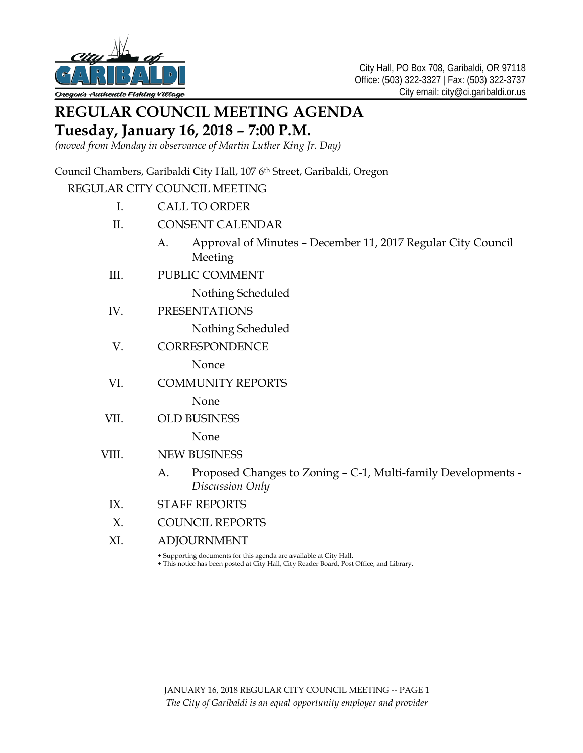City Hall, PO Box 708, Garibaldi, OR 97118
Office: (503) 322-3327 | Fax: (503) 322-3737
City email: city@ci.garibaldi.or.us

# REGULAR COUNCIL MEETING AGENDA

## Tuesday, January 16, 2018 – 7:00 P.M.

*(moved from Monday in observance of Martin Luther King Jr. Day)*

Council Chambers, Garibaldi City Hall, 107 6th Street, Garibaldi, Oregon

REGULAR CITY COUNCIL MEETING

I. CALL TO ORDER

II. CONSENT CALENDAR

- A. Approval of Minutes – December 11, 2017 Regular City Council Meeting

III. PUBLIC COMMENT

Nothing Scheduled

IV. PRESENTATIONS

Nothing Scheduled

V. CORRESPONDENCE

Nonce

VI. COMMUNITY REPORTS

None

VII. OLD BUSINESS

None

VIII. NEW BUSINESS

- A. Proposed Changes to Zoning – C-1, Multi-family Developments - *Discussion Only*

IX. STAFF REPORTS

X. COUNCIL REPORTS

XI. ADJOURNMENT

+ Supporting documents for this agenda are available at City Hall.
+ This notice has been posted at City Hall, City Reader Board, Post Office, and Library.

*The City of Garibaldi is an equal opportunity employer and provider*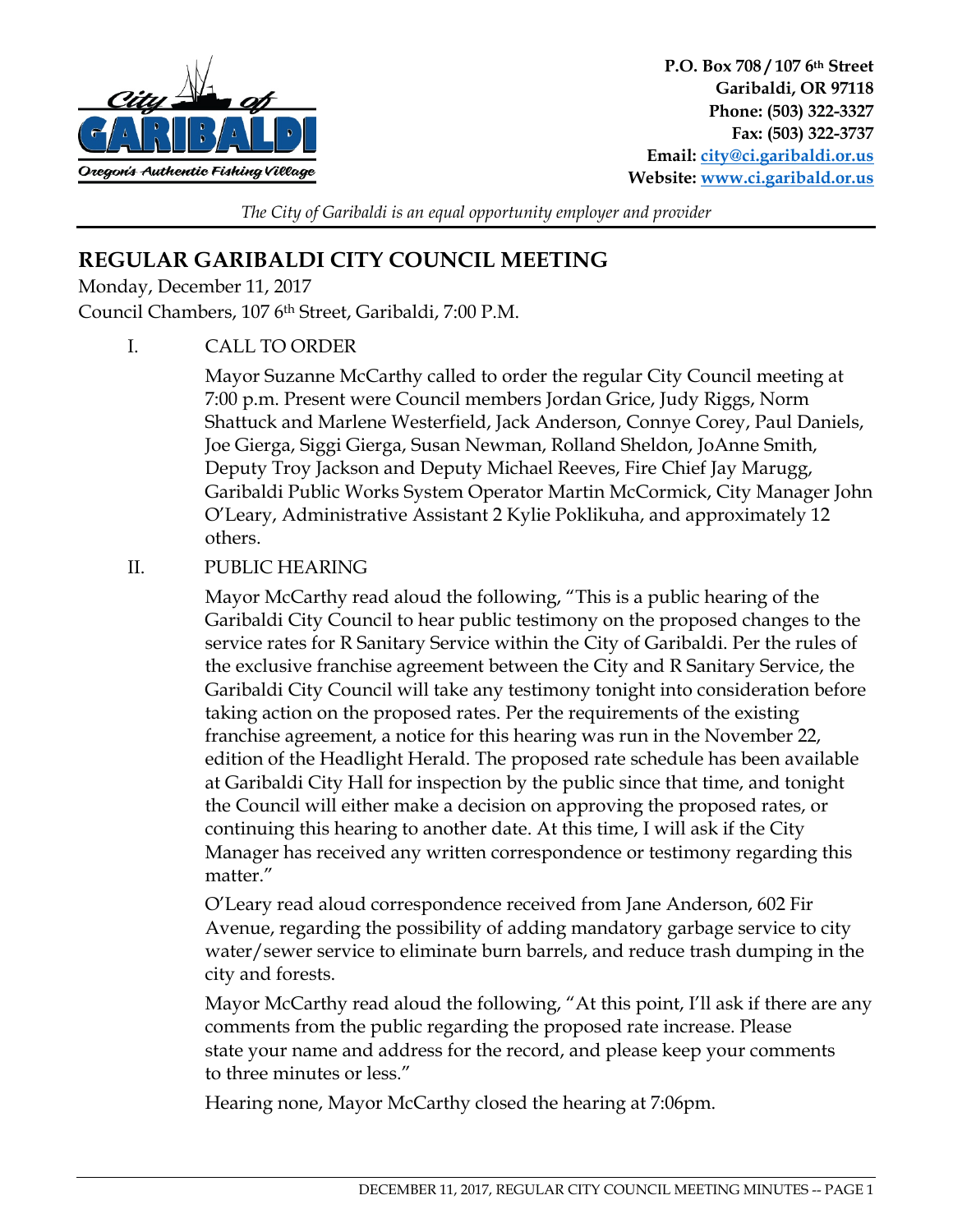P.O. Box 708 / 107 6th Street
Garibaldi, OR 97118
Phone: (503) 322-3327
Fax: (503) 322-3737
Email: city@ci.garibaldi.or.us
Website: www.ci.garibald.or.us

*The City of Garibaldi is an equal opportunity employer and provider*

# REGULAR GARIBALDI CITY COUNCIL MEETING

Monday, December 11, 2017
Council Chambers, 107 6th Street, Garibaldi, 7:00 P.M.

I. CALL TO ORDER

Mayor Suzanne McCarthy called to order the regular City Council meeting at 7:00 p.m. Present were Council members Jordan Grice, Judy Riggs, Norm Shattuck and Marlene Westerfield, Jack Anderson, Connye Corey, Paul Daniels, Joe Gierga, Siggi Gierga, Susan Newman, Rolland Sheldon, JoAnne Smith, Deputy Troy Jackson and Deputy Michael Reeves, Fire Chief Jay Marugg, Garibaldi Public Works System Operator Martin McCormick, City Manager John O'Leary, Administrative Assistant 2 Kylie Poklikuha, and approximately 12 others.

II. PUBLIC HEARING

Mayor McCarthy read aloud the following, "This is a public hearing of the Garibaldi City Council to hear public testimony on the proposed changes to the service rates for R Sanitary Service within the City of Garibaldi. Per the rules of the exclusive franchise agreement between the City and R Sanitary Service, the Garibaldi City Council will take any testimony tonight into consideration before taking action on the proposed rates. Per the requirements of the existing franchise agreement, a notice for this hearing was run in the November 22, edition of the Headlight Herald. The proposed rate schedule has been available at Garibaldi City Hall for inspection by the public since that time, and tonight the Council will either make a decision on approving the proposed rates, or continuing this hearing to another date. At this time, I will ask if the City Manager has received any written correspondence or testimony regarding this matter."

O'Leary read aloud correspondence received from Jane Anderson, 602 Fir Avenue, regarding the possibility of adding mandatory garbage service to city water/sewer service to eliminate burn barrels, and reduce trash dumping in the city and forests.

Mayor McCarthy read aloud the following, "At this point, I'll ask if there are any comments from the public regarding the proposed rate increase. Please state your name and address for the record, and please keep your comments to three minutes or less."

Hearing none, Mayor McCarthy closed the hearing at 7:06pm.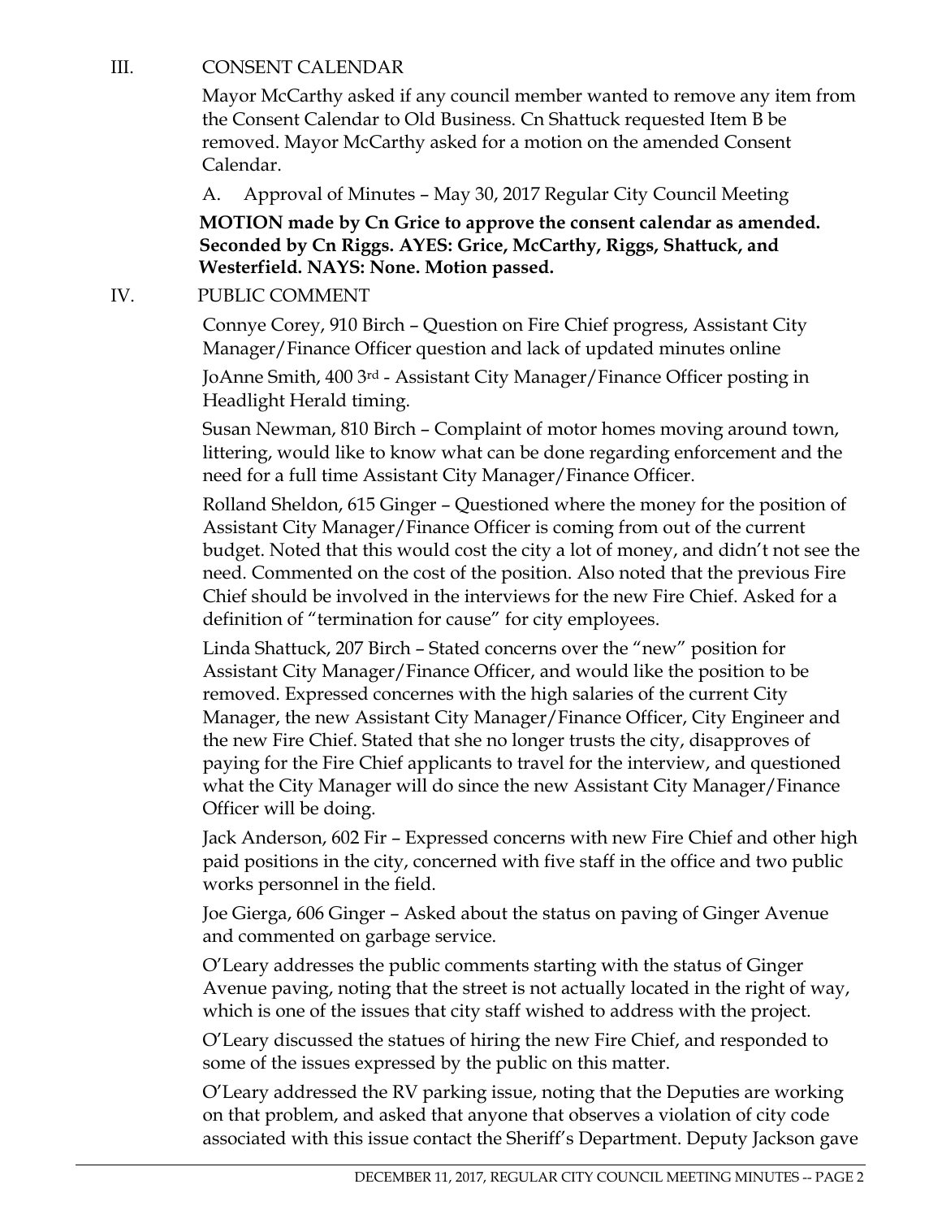III. CONSENT CALENDAR

Mayor McCarthy asked if any council member wanted to remove any item from the Consent Calendar to Old Business. Cn Shattuck requested Item B be removed. Mayor McCarthy asked for a motion on the amended Consent Calendar.

A. Approval of Minutes – May 30, 2017 Regular City Council Meeting

**MOTION made by Cn Grice to approve the consent calendar as amended. Seconded by Cn Riggs. AYES: Grice, McCarthy, Riggs, Shattuck, and Westerfield. NAYS: None. Motion passed.**

IV. PUBLIC COMMENT

Connye Corey, 910 Birch – Question on Fire Chief progress, Assistant City Manager/Finance Officer question and lack of updated minutes online

JoAnne Smith, 400 3rd - Assistant City Manager/Finance Officer posting in Headlight Herald timing.

Susan Newman, 810 Birch – Complaint of motor homes moving around town, littering, would like to know what can be done regarding enforcement and the need for a full time Assistant City Manager/Finance Officer.

Rolland Sheldon, 615 Ginger – Questioned where the money for the position of Assistant City Manager/Finance Officer is coming from out of the current budget. Noted that this would cost the city a lot of money, and didn't not see the need. Commented on the cost of the position. Also noted that the previous Fire Chief should be involved in the interviews for the new Fire Chief. Asked for a definition of "termination for cause" for city employees.

Linda Shattuck, 207 Birch – Stated concerns over the "new" position for Assistant City Manager/Finance Officer, and would like the position to be removed. Expressed concernes with the high salaries of the current City Manager, the new Assistant City Manager/Finance Officer, City Engineer and the new Fire Chief. Stated that she no longer trusts the city, disapproves of paying for the Fire Chief applicants to travel for the interview, and questioned what the City Manager will do since the new Assistant City Manager/Finance Officer will be doing.

Jack Anderson, 602 Fir – Expressed concerns with new Fire Chief and other high paid positions in the city, concerned with five staff in the office and two public works personnel in the field.

Joe Gierga, 606 Ginger – Asked about the status on paving of Ginger Avenue and commented on garbage service.

O'Leary addresses the public comments starting with the status of Ginger Avenue paving, noting that the street is not actually located in the right of way, which is one of the issues that city staff wished to address with the project.

O'Leary discussed the statues of hiring the new Fire Chief, and responded to some of the issues expressed by the public on this matter.

O'Leary addressed the RV parking issue, noting that the Deputies are working on that problem, and asked that anyone that observes a violation of city code associated with this issue contact the Sheriff's Department. Deputy Jackson gave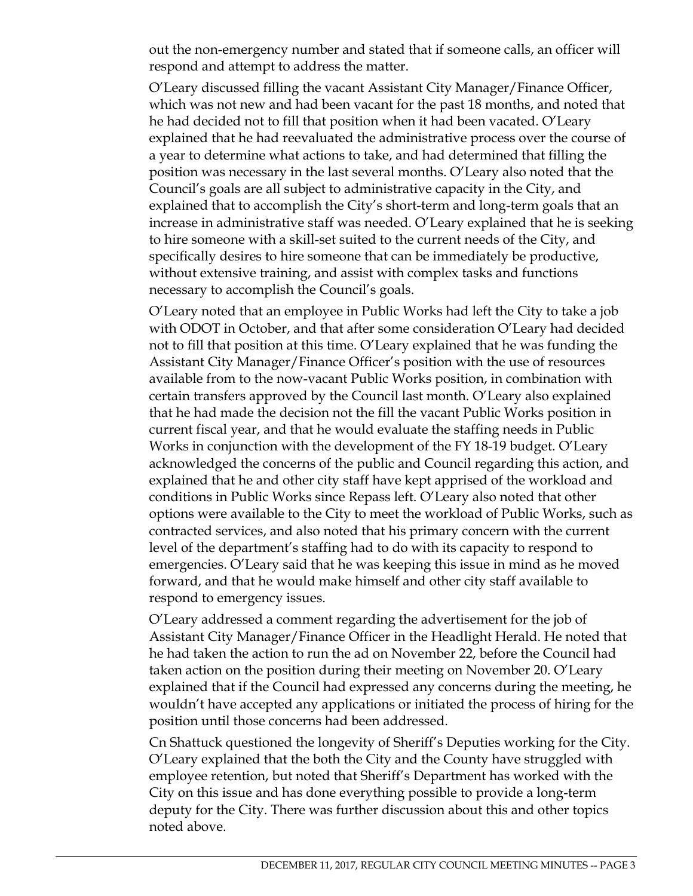out the non-emergency number and stated that if someone calls, an officer will respond and attempt to address the matter.

O'Leary discussed filling the vacant Assistant City Manager/Finance Officer, which was not new and had been vacant for the past 18 months, and noted that he had decided not to fill that position when it had been vacated. O'Leary explained that he had reevaluated the administrative process over the course of a year to determine what actions to take, and had determined that filling the position was necessary in the last several months. O'Leary also noted that the Council's goals are all subject to administrative capacity in the City, and explained that to accomplish the City's short-term and long-term goals that an increase in administrative staff was needed. O'Leary explained that he is seeking to hire someone with a skill-set suited to the current needs of the City, and specifically desires to hire someone that can be immediately be productive, without extensive training, and assist with complex tasks and functions necessary to accomplish the Council's goals.

O'Leary noted that an employee in Public Works had left the City to take a job with ODOT in October, and that after some consideration O'Leary had decided not to fill that position at this time. O'Leary explained that he was funding the Assistant City Manager/Finance Officer's position with the use of resources available from to the now-vacant Public Works position, in combination with certain transfers approved by the Council last month. O'Leary also explained that he had made the decision not the fill the vacant Public Works position in current fiscal year, and that he would evaluate the staffing needs in Public Works in conjunction with the development of the FY 18-19 budget. O'Leary acknowledged the concerns of the public and Council regarding this action, and explained that he and other city staff have kept apprised of the workload and conditions in Public Works since Repass left. O'Leary also noted that other options were available to the City to meet the workload of Public Works, such as contracted services, and also noted that his primary concern with the current level of the department's staffing had to do with its capacity to respond to emergencies. O'Leary said that he was keeping this issue in mind as he moved forward, and that he would make himself and other city staff available to respond to emergency issues.

O'Leary addressed a comment regarding the advertisement for the job of Assistant City Manager/Finance Officer in the Headlight Herald. He noted that he had taken the action to run the ad on November 22, before the Council had taken action on the position during their meeting on November 20. O'Leary explained that if the Council had expressed any concerns during the meeting, he wouldn't have accepted any applications or initiated the process of hiring for the position until those concerns had been addressed.

Cn Shattuck questioned the longevity of Sheriff's Deputies working for the City. O'Leary explained that the both the City and the County have struggled with employee retention, but noted that Sheriff's Department has worked with the City on this issue and has done everything possible to provide a long-term deputy for the City. There was further discussion about this and other topics noted above.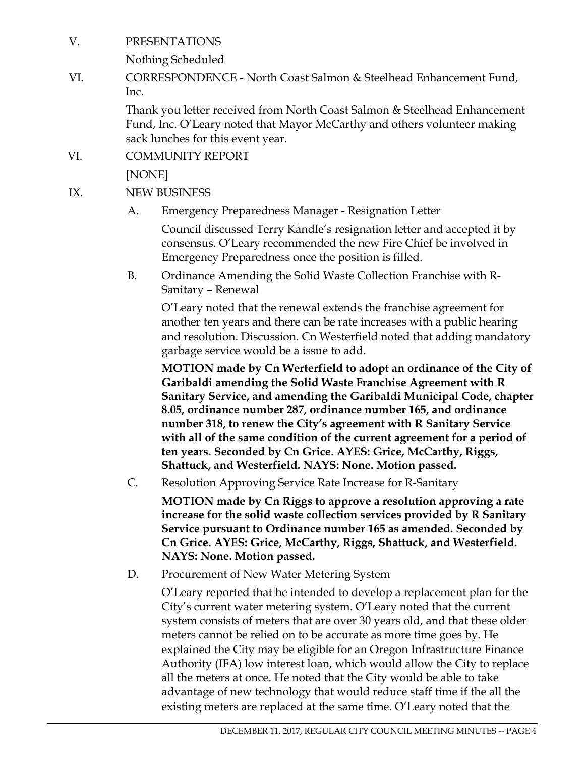V. PRESENTATIONS

Nothing Scheduled

VI. CORRESPONDENCE - North Coast Salmon & Steelhead Enhancement Fund, Inc.

Thank you letter received from North Coast Salmon & Steelhead Enhancement Fund, Inc. O'Leary noted that Mayor McCarthy and others volunteer making sack lunches for this event year.

VI. COMMUNITY REPORT

[NONE]

IX. NEW BUSINESS

A. Emergency Preparedness Manager - Resignation Letter

Council discussed Terry Kandle's resignation letter and accepted it by consensus. O'Leary recommended the new Fire Chief be involved in Emergency Preparedness once the position is filled.

B. Ordinance Amending the Solid Waste Collection Franchise with R-Sanitary – Renewal

O'Leary noted that the renewal extends the franchise agreement for another ten years and there can be rate increases with a public hearing and resolution. Discussion. Cn Westerfield noted that adding mandatory garbage service would be a issue to add.

**MOTION made by Cn Werterfield to adopt an ordinance of the City of Garibaldi amending the Solid Waste Franchise Agreement with R Sanitary Service, and amending the Garibaldi Municipal Code, chapter 8.05, ordinance number 287, ordinance number 165, and ordinance number 318, to renew the City's agreement with R Sanitary Service with all of the same condition of the current agreement for a period of ten years. Seconded by Cn Grice. AYES: Grice, McCarthy, Riggs, Shattuck, and Westerfield. NAYS: None. Motion passed.**

C. Resolution Approving Service Rate Increase for R-Sanitary

**MOTION made by Cn Riggs to approve a resolution approving a rate increase for the solid waste collection services provided by R Sanitary Service pursuant to Ordinance number 165 as amended. Seconded by Cn Grice. AYES: Grice, McCarthy, Riggs, Shattuck, and Westerfield. NAYS: None. Motion passed.**

D. Procurement of New Water Metering System

O'Leary reported that he intended to develop a replacement plan for the City's current water metering system. O'Leary noted that the current system consists of meters that are over 30 years old, and that these older meters cannot be relied on to be accurate as more time goes by. He explained the City may be eligible for an Oregon Infrastructure Finance Authority (IFA) low interest loan, which would allow the City to replace all the meters at once. He noted that the City would be able to take advantage of new technology that would reduce staff time if the all the existing meters are replaced at the same time. O'Leary noted that the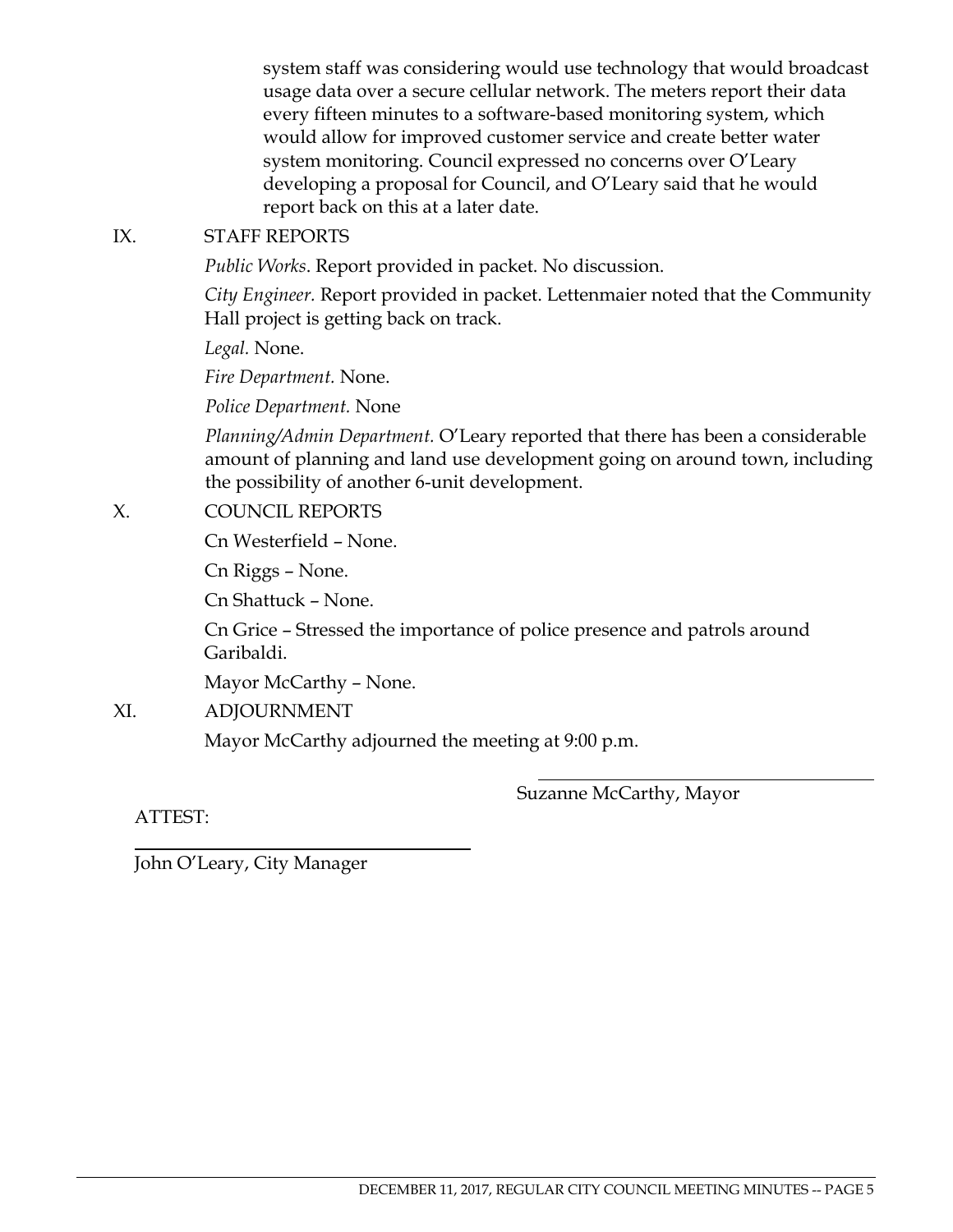system staff was considering would use technology that would broadcast usage data over a secure cellular network. The meters report their data every fifteen minutes to a software-based monitoring system, which would allow for improved customer service and create better water system monitoring. Council expressed no concerns over O'Leary developing a proposal for Council, and O'Leary said that he would report back on this at a later date.

IX. STAFF REPORTS

*Public Works*. Report provided in packet. No discussion.

*City Engineer.* Report provided in packet. Lettenmaier noted that the Community Hall project is getting back on track.

*Legal.* None.

*Fire Department.* None.

*Police Department.* None

*Planning/Admin Department.* O'Leary reported that there has been a considerable amount of planning and land use development going on around town, including the possibility of another 6-unit development.

X. COUNCIL REPORTS

Cn Westerfield – None.

Cn Riggs – None.

Cn Shattuck – None.

Cn Grice – Stressed the importance of police presence and patrols around Garibaldi.

Mayor McCarthy – None.

XI. ADJOURNMENT

Mayor McCarthy adjourned the meeting at 9:00 p.m.

Suzanne McCarthy, Mayor

ATTEST:

John O'Leary, City Manager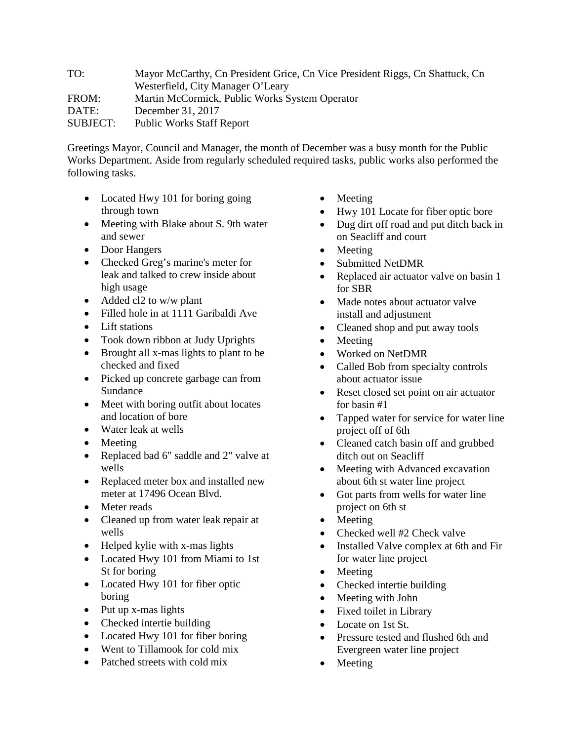TO: Mayor McCarthy, Cn President Grice, Cn Vice President Riggs, Cn Shattuck, Cn Westerfield, City Manager O'Leary
FROM: Martin McCormick, Public Works System Operator
DATE: December 31, 2017
SUBJECT: Public Works Staff Report

Greetings Mayor, Council and Manager, the month of December was a busy month for the Public Works Department. Aside from regularly scheduled required tasks, public works also performed the following tasks.

- Located Hwy 101 for boring going through town
- Meeting with Blake about S. 9th water and sewer
- Door Hangers
- Checked Greg's marine's meter for leak and talked to crew inside about high usage
- Added cl2 to w/w plant
- Filled hole in at 1111 Garibaldi Ave
- Lift stations
- Took down ribbon at Judy Uprights
- Brought all x-mas lights to plant to be checked and fixed
- Picked up concrete garbage can from Sundance
- Meet with boring outfit about locates and location of bore
- Water leak at wells
- Meeting
- Replaced bad 6" saddle and 2" valve at wells
- Replaced meter box and installed new meter at 17496 Ocean Blvd.
- Meter reads
- Cleaned up from water leak repair at wells
- Helped kylie with x-mas lights
- Located Hwy 101 from Miami to 1st St for boring
- Located Hwy 101 for fiber optic boring
- Put up x-mas lights
- Checked intertie building
- Located Hwy 101 for fiber boring
- Went to Tillamook for cold mix
- Patched streets with cold mix
- Meeting
- Hwy 101 Locate for fiber optic bore
- Dug dirt off road and put ditch back in on Seacliff and court
- Meeting
- Submitted NetDMR
- Replaced air actuator valve on basin 1 for SBR
- Made notes about actuator valve install and adjustment
- Cleaned shop and put away tools
- Meeting
- Worked on NetDMR
- Called Bob from specialty controls about actuator issue
- Reset closed set point on air actuator for basin #1
- Tapped water for service for water line project off of 6th
- Cleaned catch basin off and grubbed ditch out on Seacliff
- Meeting with Advanced excavation about 6th st water line project
- Got parts from wells for water line project on 6th st
- Meeting
- Checked well #2 Check valve
- Installed Valve complex at 6th and Fir for water line project
- Meeting
- Checked intertie building
- Meeting with John
- Fixed toilet in Library
- Locate on 1st St.
- Pressure tested and flushed 6th and Evergreen water line project
- Meeting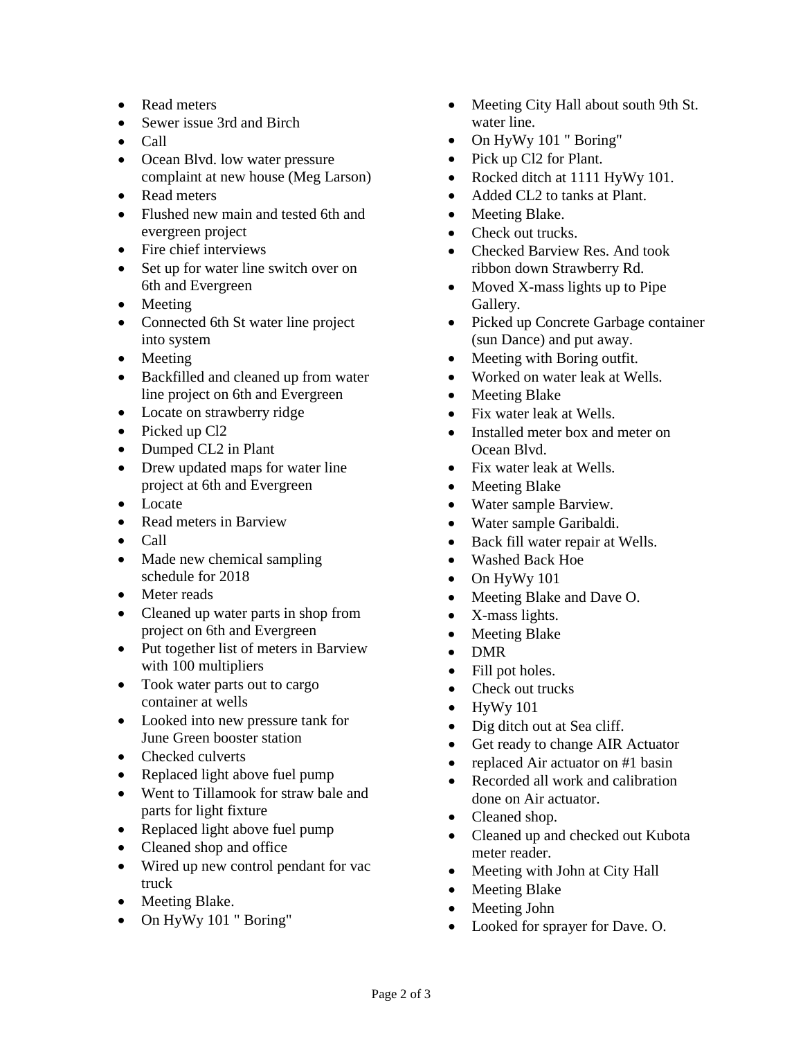- Read meters
- Sewer issue 3rd and Birch
- Call
- Ocean Blvd. low water pressure complaint at new house (Meg Larson)
- Read meters
- Flushed new main and tested 6th and evergreen project
- Fire chief interviews
- Set up for water line switch over on 6th and Evergreen
- Meeting
- Connected 6th St water line project into system
- Meeting
- Backfilled and cleaned up from water line project on 6th and Evergreen
- Locate on strawberry ridge
- Picked up Cl2
- Dumped CL2 in Plant
- Drew updated maps for water line project at 6th and Evergreen
- Locate
- Read meters in Barview
- Call
- Made new chemical sampling schedule for 2018
- Meter reads
- Cleaned up water parts in shop from project on 6th and Evergreen
- Put together list of meters in Barview with 100 multipliers
- Took water parts out to cargo container at wells
- Looked into new pressure tank for June Green booster station
- Checked culverts
- Replaced light above fuel pump
- Went to Tillamook for straw bale and parts for light fixture
- Replaced light above fuel pump
- Cleaned shop and office
- Wired up new control pendant for vac truck
- Meeting Blake.
- On HyWy 101 " Boring"
- Meeting City Hall about south 9th St. water line.
- On HyWy 101 " Boring"
- Pick up Cl2 for Plant.
- Rocked ditch at 1111 HyWy 101.
- Added CL2 to tanks at Plant.
- Meeting Blake.
- Check out trucks.
- Checked Barview Res. And took ribbon down Strawberry Rd.
- Moved X-mass lights up to Pipe Gallery.
- Picked up Concrete Garbage container (sun Dance) and put away.
- Meeting with Boring outfit.
- Worked on water leak at Wells.
- Meeting Blake
- Fix water leak at Wells.
- Installed meter box and meter on Ocean Blvd.
- Fix water leak at Wells.
- Meeting Blake
- Water sample Barview.
- Water sample Garibaldi.
- Back fill water repair at Wells.
- Washed Back Hoe
- On HyWy 101
- Meeting Blake and Dave O.
- X-mass lights.
- Meeting Blake
- DMR
- Fill pot holes.
- Check out trucks
- HyWy 101
- Dig ditch out at Sea cliff.
- Get ready to change AIR Actuator
- replaced Air actuator on #1 basin
- Recorded all work and calibration done on Air actuator.
- Cleaned shop.
- Cleaned up and checked out Kubota meter reader.
- Meeting with John at City Hall
- Meeting Blake
- Meeting John
- Looked for sprayer for Dave. O.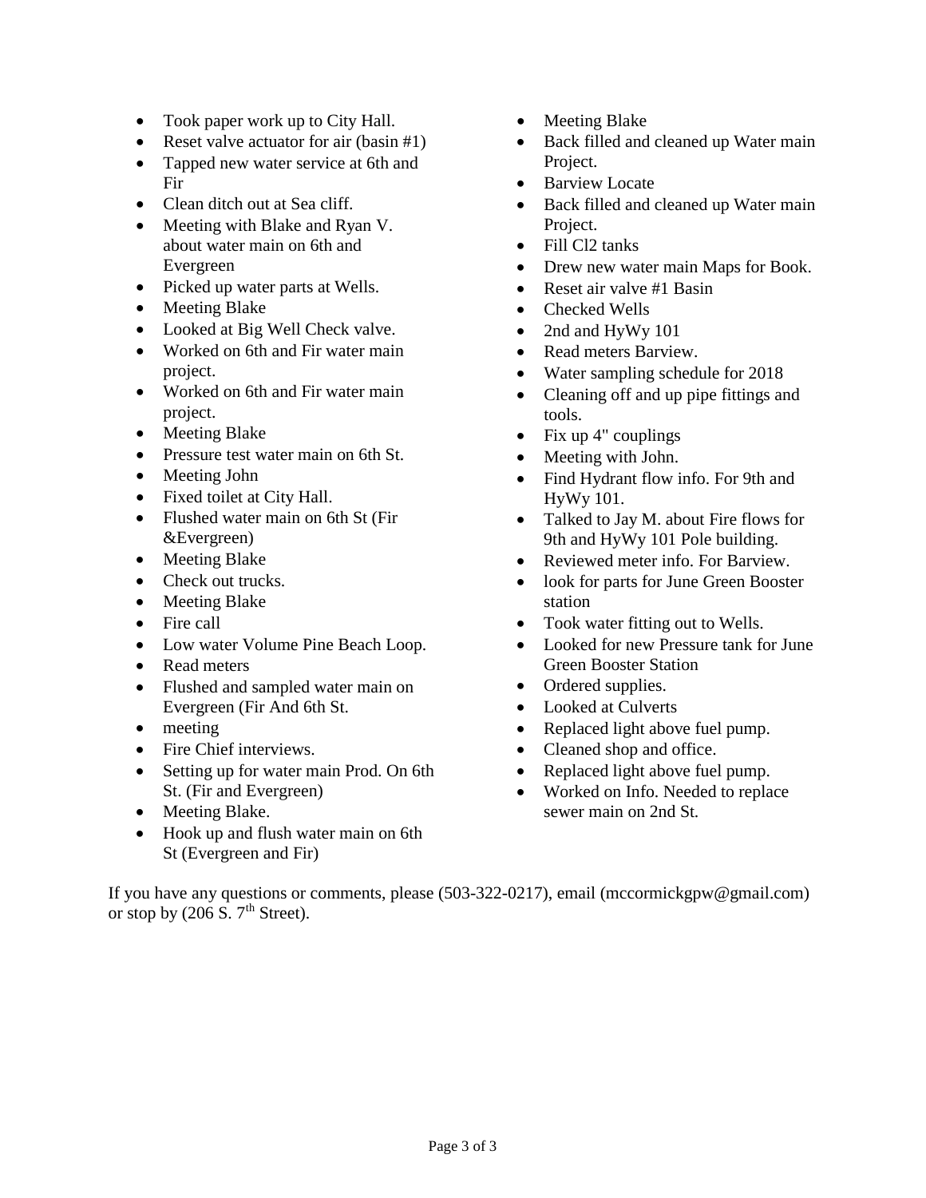- Took paper work up to City Hall.
- Reset valve actuator for air (basin #1)
- Tapped new water service at 6th and Fir
- Clean ditch out at Sea cliff.
- Meeting with Blake and Ryan V. about water main on 6th and Evergreen
- Picked up water parts at Wells.
- Meeting Blake
- Looked at Big Well Check valve.
- Worked on 6th and Fir water main project.
- Worked on 6th and Fir water main project.
- Meeting Blake
- Pressure test water main on 6th St.
- Meeting John
- Fixed toilet at City Hall.
- Flushed water main on 6th St (Fir &Evergreen)
- Meeting Blake
- Check out trucks.
- Meeting Blake
- Fire call
- Low water Volume Pine Beach Loop.
- Read meters
- Flushed and sampled water main on Evergreen (Fir And 6th St.
- meeting
- Fire Chief interviews.
- Setting up for water main Prod. On 6th St. (Fir and Evergreen)
- Meeting Blake.
- Hook up and flush water main on 6th St (Evergreen and Fir)
- Meeting Blake
- Back filled and cleaned up Water main Project.
- Barview Locate
- Back filled and cleaned up Water main Project.
- Fill Cl2 tanks
- Drew new water main Maps for Book.
- Reset air valve #1 Basin
- Checked Wells
- 2nd and HyWy 101
- Read meters Barview.
- Water sampling schedule for 2018
- Cleaning off and up pipe fittings and tools.
- Fix up 4" couplings
- Meeting with John.
- Find Hydrant flow info. For 9th and HyWy 101.
- Talked to Jay M. about Fire flows for 9th and HyWy 101 Pole building.
- Reviewed meter info. For Barview.
- look for parts for June Green Booster station
- Took water fitting out to Wells.
- Looked for new Pressure tank for June Green Booster Station
- Ordered supplies.
- Looked at Culverts
- Replaced light above fuel pump.
- Cleaned shop and office.
- Replaced light above fuel pump.
- Worked on Info. Needed to replace sewer main on 2nd St.

If you have any questions or comments, please (503-322-0217), email (mccormickgpw@gmail.com) or stop by (206 S. 7th Street).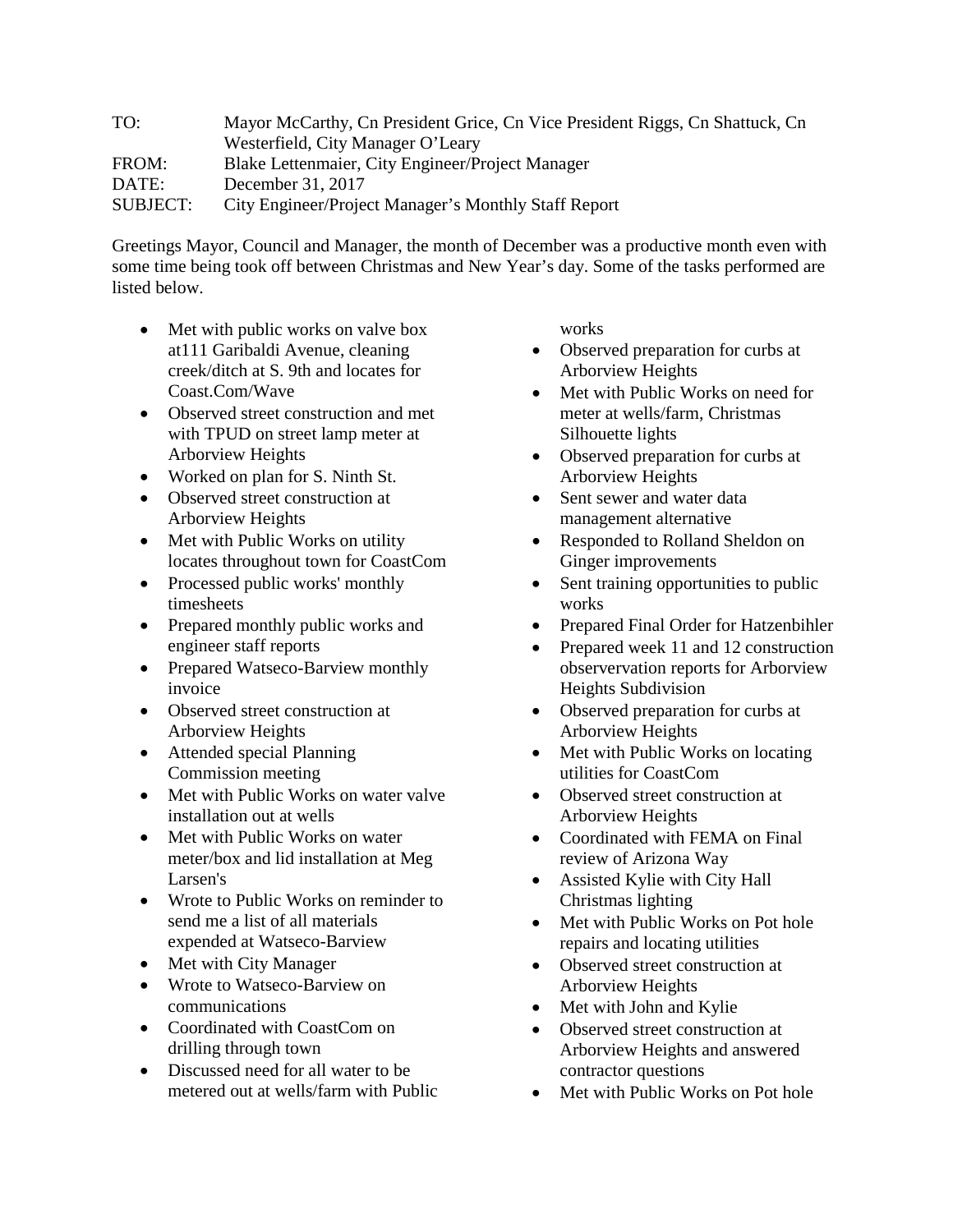| | |
|---|---|
| TO: | Mayor McCarthy, Cn President Grice, Cn Vice President Riggs, Cn Shattuck, Cn Westerfield, City Manager O'Leary |
| FROM: | Blake Lettenmaier, City Engineer/Project Manager |
| DATE: | December 31, 2017 |
| SUBJECT: | City Engineer/Project Manager's Monthly Staff Report |

Greetings Mayor, Council and Manager, the month of December was a productive month even with some time being took off between Christmas and New Year's day. Some of the tasks performed are listed below.

- Met with public works on valve box at111 Garibaldi Avenue, cleaning creek/ditch at S. 9th and locates for Coast.Com/Wave
- Observed street construction and met with TPUD on street lamp meter at Arborview Heights
- Worked on plan for S. Ninth St.
- Observed street construction at Arborview Heights
- Met with Public Works on utility locates throughout town for CoastCom
- Processed public works' monthly timesheets
- Prepared monthly public works and engineer staff reports
- Prepared Watseco-Barview monthly invoice
- Observed street construction at Arborview Heights
- Attended special Planning Commission meeting
- Met with Public Works on water valve installation out at wells
- Met with Public Works on water meter/box and lid installation at Meg Larsen's
- Wrote to Public Works on reminder to send me a list of all materials expended at Watseco-Barview
- Met with City Manager
- Wrote to Watseco-Barview on communications
- Coordinated with CoastCom on drilling through town
- Discussed need for all water to be metered out at wells/farm with Public works
- Observed preparation for curbs at Arborview Heights
- Met with Public Works on need for meter at wells/farm, Christmas Silhouette lights
- Observed preparation for curbs at Arborview Heights
- Sent sewer and water data management alternative
- Responded to Rolland Sheldon on Ginger improvements
- Sent training opportunities to public works
- Prepared Final Order for Hatzenbihler
- Prepared week 11 and 12 construction observervation reports for Arborview Heights Subdivision
- Observed preparation for curbs at Arborview Heights
- Met with Public Works on locating utilities for CoastCom
- Observed street construction at Arborview Heights
- Coordinated with FEMA on Final review of Arizona Way
- Assisted Kylie with City Hall Christmas lighting
- Met with Public Works on Pot hole repairs and locating utilities
- Observed street construction at Arborview Heights
- Met with John and Kylie
- Observed street construction at Arborview Heights and answered contractor questions
- Met with Public Works on Pot hole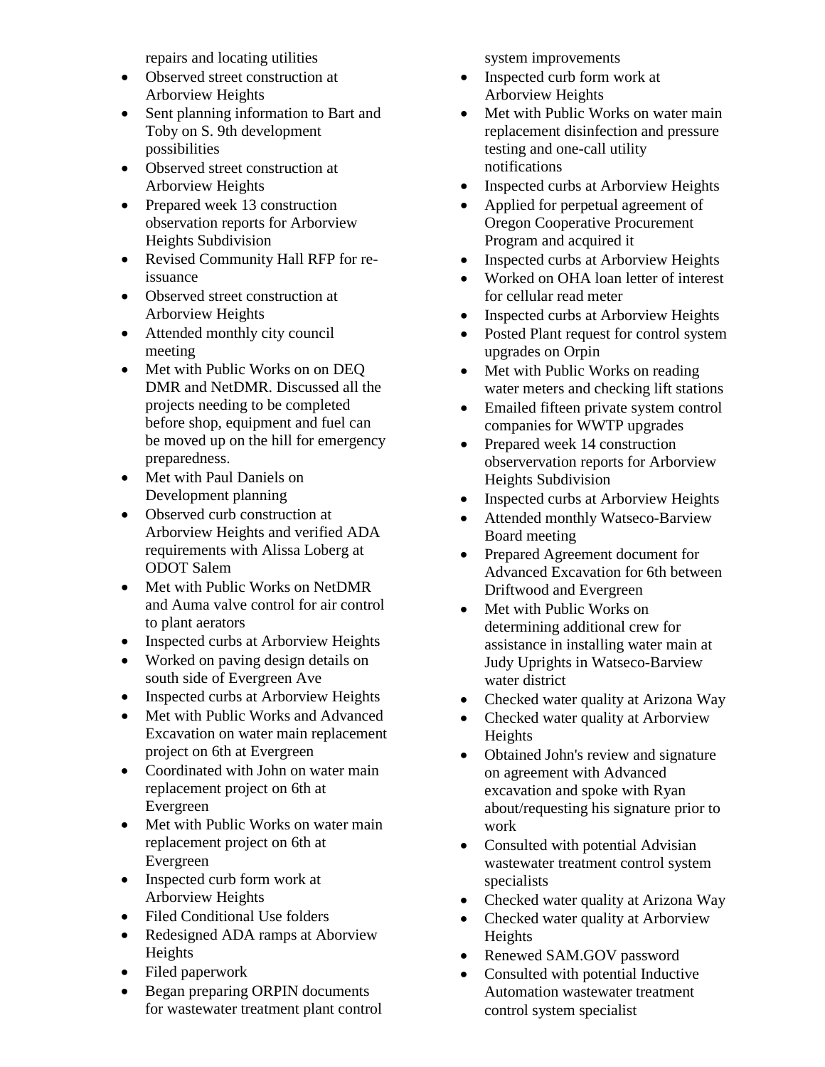repairs and locating utilities

- Observed street construction at Arborview Heights
- Sent planning information to Bart and Toby on S. 9th development possibilities
- Observed street construction at Arborview Heights
- Prepared week 13 construction observation reports for Arborview Heights Subdivision
- Revised Community Hall RFP for re-issuance
- Observed street construction at Arborview Heights
- Attended monthly city council meeting
- Met with Public Works on on DEQ DMR and NetDMR. Discussed all the projects needing to be completed before shop, equipment and fuel can be moved up on the hill for emergency preparedness.
- Met with Paul Daniels on Development planning
- Observed curb construction at Arborview Heights and verified ADA requirements with Alissa Loberg at ODOT Salem
- Met with Public Works on NetDMR and Auma valve control for air control to plant aerators
- Inspected curbs at Arborview Heights
- Worked on paving design details on south side of Evergreen Ave
- Inspected curbs at Arborview Heights
- Met with Public Works and Advanced Excavation on water main replacement project on 6th at Evergreen
- Coordinated with John on water main replacement project on 6th at Evergreen
- Met with Public Works on water main replacement project on 6th at Evergreen
- Inspected curb form work at Arborview Heights
- Filed Conditional Use folders
- Redesigned ADA ramps at Aborview Heights
- Filed paperwork
- Began preparing ORPIN documents for wastewater treatment plant control system improvements
- Inspected curb form work at Arborview Heights
- Met with Public Works on water main replacement disinfection and pressure testing and one-call utility notifications
- Inspected curbs at Arborview Heights
- Applied for perpetual agreement of Oregon Cooperative Procurement Program and acquired it
- Inspected curbs at Arborview Heights
- Worked on OHA loan letter of interest for cellular read meter
- Inspected curbs at Arborview Heights
- Posted Plant request for control system upgrades on Orpin
- Met with Public Works on reading water meters and checking lift stations
- Emailed fifteen private system control companies for WWTP upgrades
- Prepared week 14 construction observervation reports for Arborview Heights Subdivision
- Inspected curbs at Arborview Heights
- Attended monthly Watseco-Barview Board meeting
- Prepared Agreement document for Advanced Excavation for 6th between Driftwood and Evergreen
- Met with Public Works on determining additional crew for assistance in installing water main at Judy Uprights in Watseco-Barview water district
- Checked water quality at Arizona Way
- Checked water quality at Arborview Heights
- Obtained John's review and signature on agreement with Advanced excavation and spoke with Ryan about/requesting his signature prior to work
- Consulted with potential Advisian wastewater treatment control system specialists
- Checked water quality at Arizona Way
- Checked water quality at Arborview Heights
- Renewed SAM.GOV password
- Consulted with potential Inductive Automation wastewater treatment control system specialist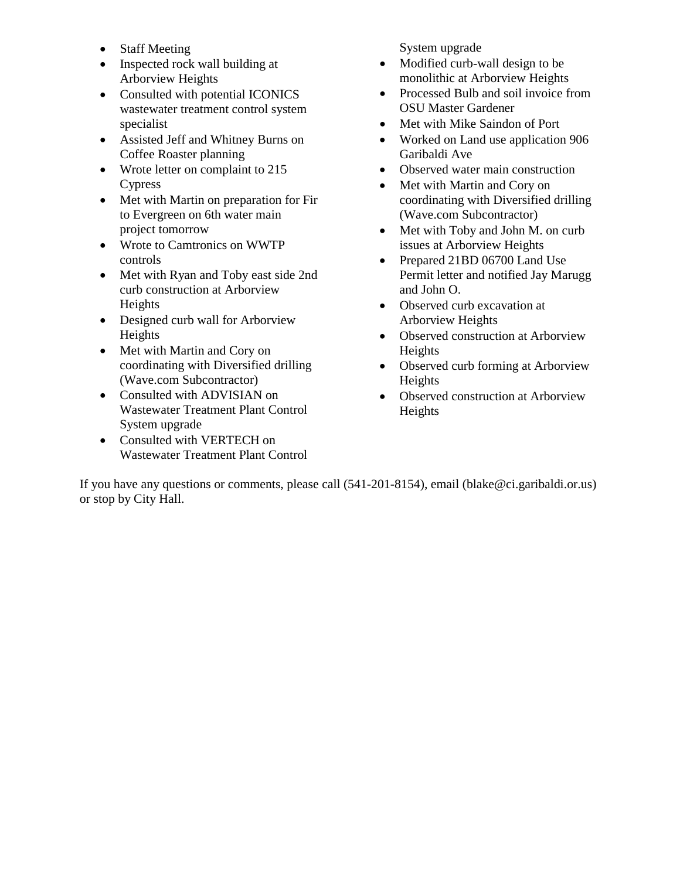- Staff Meeting
- Inspected rock wall building at Arborview Heights
- Consulted with potential ICONICS wastewater treatment control system specialist
- Assisted Jeff and Whitney Burns on Coffee Roaster planning
- Wrote letter on complaint to 215 Cypress
- Met with Martin on preparation for Fir to Evergreen on 6th water main project tomorrow
- Wrote to Camtronics on WWTP controls
- Met with Ryan and Toby east side 2nd curb construction at Arborview Heights
- Designed curb wall for Arborview Heights
- Met with Martin and Cory on coordinating with Diversified drilling (Wave.com Subcontractor)
- Consulted with ADVISIAN on Wastewater Treatment Plant Control System upgrade
- Consulted with VERTECH on Wastewater Treatment Plant Control System upgrade
- Modified curb-wall design to be monolithic at Arborview Heights
- Processed Bulb and soil invoice from OSU Master Gardener
- Met with Mike Saindon of Port
- Worked on Land use application 906 Garibaldi Ave
- Observed water main construction
- Met with Martin and Cory on coordinating with Diversified drilling (Wave.com Subcontractor)
- Met with Toby and John M. on curb issues at Arborview Heights
- Prepared 21BD 06700 Land Use Permit letter and notified Jay Marugg and John O.
- Observed curb excavation at Arborview Heights
- Observed construction at Arborview Heights
- Observed curb forming at Arborview Heights
- Observed construction at Arborview Heights

If you have any questions or comments, please call (541-201-8154), email (blake@ci.garibaldi.or.us) or stop by City Hall.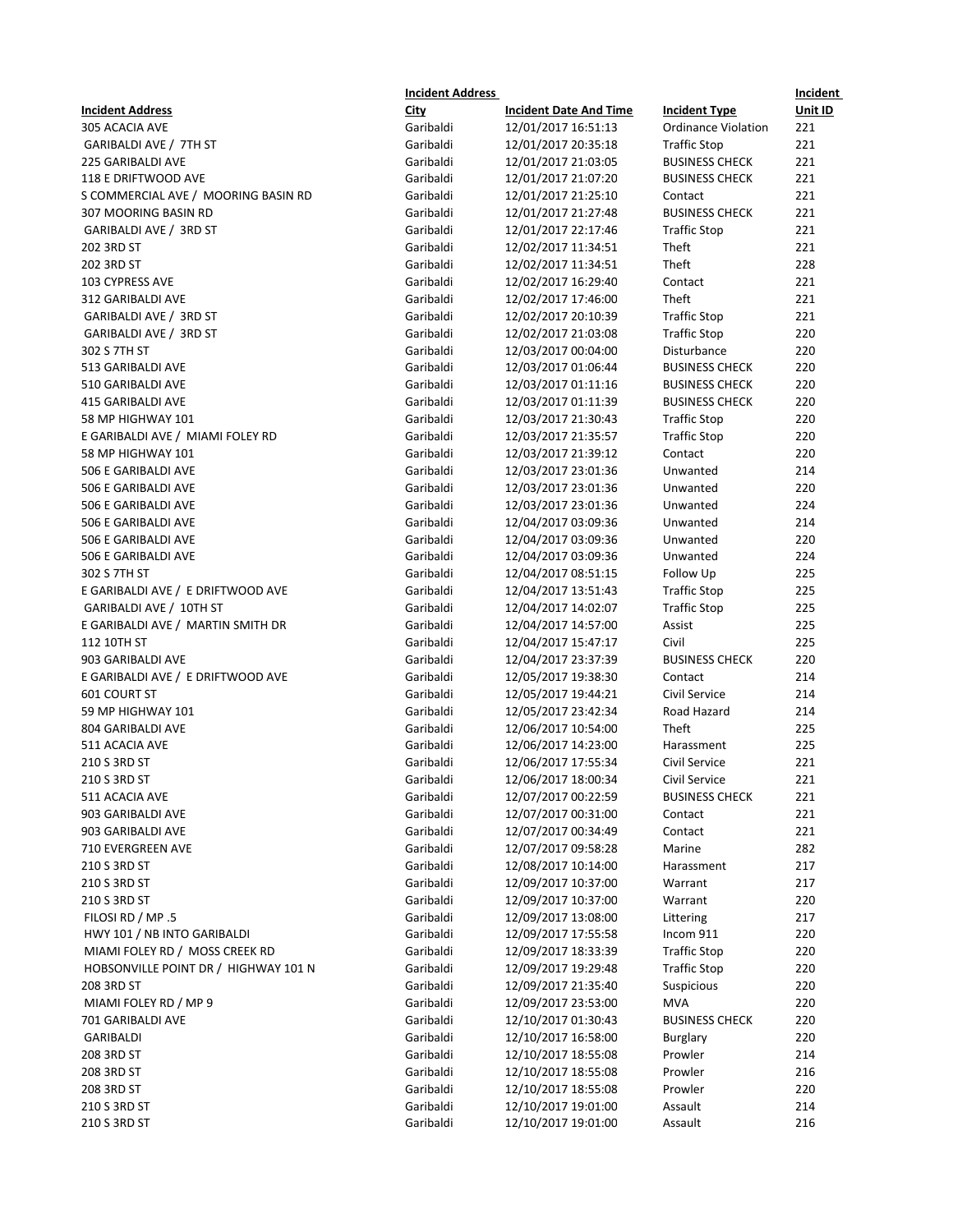| Incident Address | Incident Address City | Incident Date And Time | Incident Type | Incident Unit ID |
|---|---|---|---|---|
| 305 ACACIA AVE | Garibaldi | 12/01/2017 16:51:13 | Ordinance Violation | 221 |
| GARIBALDI AVE / 7TH ST | Garibaldi | 12/01/2017 20:35:18 | Traffic Stop | 221 |
| 225 GARIBALDI AVE | Garibaldi | 12/01/2017 21:03:05 | BUSINESS CHECK | 221 |
| 118 E DRIFTWOOD AVE | Garibaldi | 12/01/2017 21:07:20 | BUSINESS CHECK | 221 |
| S COMMERCIAL AVE / MOORING BASIN RD | Garibaldi | 12/01/2017 21:25:10 | Contact | 221 |
| 307 MOORING BASIN RD | Garibaldi | 12/01/2017 21:27:48 | BUSINESS CHECK | 221 |
| GARIBALDI AVE / 3RD ST | Garibaldi | 12/01/2017 22:17:46 | Traffic Stop | 221 |
| 202 3RD ST | Garibaldi | 12/02/2017 11:34:51 | Theft | 221 |
| 202 3RD ST | Garibaldi | 12/02/2017 11:34:51 | Theft | 228 |
| 103 CYPRESS AVE | Garibaldi | 12/02/2017 16:29:40 | Contact | 221 |
| 312 GARIBALDI AVE | Garibaldi | 12/02/2017 17:46:00 | Theft | 221 |
| GARIBALDI AVE / 3RD ST | Garibaldi | 12/02/2017 20:10:39 | Traffic Stop | 221 |
| GARIBALDI AVE / 3RD ST | Garibaldi | 12/02/2017 21:03:08 | Traffic Stop | 220 |
| 302 S 7TH ST | Garibaldi | 12/03/2017 00:04:00 | Disturbance | 220 |
| 513 GARIBALDI AVE | Garibaldi | 12/03/2017 01:06:44 | BUSINESS CHECK | 220 |
| 510 GARIBALDI AVE | Garibaldi | 12/03/2017 01:11:16 | BUSINESS CHECK | 220 |
| 415 GARIBALDI AVE | Garibaldi | 12/03/2017 01:11:39 | BUSINESS CHECK | 220 |
| 58 MP HIGHWAY 101 | Garibaldi | 12/03/2017 21:30:43 | Traffic Stop | 220 |
| E GARIBALDI AVE / MIAMI FOLEY RD | Garibaldi | 12/03/2017 21:35:57 | Traffic Stop | 220 |
| 58 MP HIGHWAY 101 | Garibaldi | 12/03/2017 21:39:12 | Contact | 220 |
| 506 E GARIBALDI AVE | Garibaldi | 12/03/2017 23:01:36 | Unwanted | 214 |
| 506 E GARIBALDI AVE | Garibaldi | 12/03/2017 23:01:36 | Unwanted | 220 |
| 506 E GARIBALDI AVE | Garibaldi | 12/03/2017 23:01:36 | Unwanted | 224 |
| 506 E GARIBALDI AVE | Garibaldi | 12/04/2017 03:09:36 | Unwanted | 214 |
| 506 E GARIBALDI AVE | Garibaldi | 12/04/2017 03:09:36 | Unwanted | 220 |
| 506 E GARIBALDI AVE | Garibaldi | 12/04/2017 03:09:36 | Unwanted | 224 |
| 302 S 7TH ST | Garibaldi | 12/04/2017 08:51:15 | Follow Up | 225 |
| E GARIBALDI AVE / E DRIFTWOOD AVE | Garibaldi | 12/04/2017 13:51:43 | Traffic Stop | 225 |
| GARIBALDI AVE / 10TH ST | Garibaldi | 12/04/2017 14:02:07 | Traffic Stop | 225 |
| E GARIBALDI AVE / MARTIN SMITH DR | Garibaldi | 12/04/2017 14:57:00 | Assist | 225 |
| 112 10TH ST | Garibaldi | 12/04/2017 15:47:17 | Civil | 225 |
| 903 GARIBALDI AVE | Garibaldi | 12/04/2017 23:37:39 | BUSINESS CHECK | 220 |
| E GARIBALDI AVE / E DRIFTWOOD AVE | Garibaldi | 12/05/2017 19:38:30 | Contact | 214 |
| 601 COURT ST | Garibaldi | 12/05/2017 19:44:21 | Civil Service | 214 |
| 59 MP HIGHWAY 101 | Garibaldi | 12/05/2017 23:42:34 | Road Hazard | 214 |
| 804 GARIBALDI AVE | Garibaldi | 12/06/2017 10:54:00 | Theft | 225 |
| 511 ACACIA AVE | Garibaldi | 12/06/2017 14:23:00 | Harassment | 225 |
| 210 S 3RD ST | Garibaldi | 12/06/2017 17:55:34 | Civil Service | 221 |
| 210 S 3RD ST | Garibaldi | 12/06/2017 18:00:34 | Civil Service | 221 |
| 511 ACACIA AVE | Garibaldi | 12/07/2017 00:22:59 | BUSINESS CHECK | 221 |
| 903 GARIBALDI AVE | Garibaldi | 12/07/2017 00:31:00 | Contact | 221 |
| 903 GARIBALDI AVE | Garibaldi | 12/07/2017 00:34:49 | Contact | 221 |
| 710 EVERGREEN AVE | Garibaldi | 12/07/2017 09:58:28 | Marine | 282 |
| 210 S 3RD ST | Garibaldi | 12/08/2017 10:14:00 | Harassment | 217 |
| 210 S 3RD ST | Garibaldi | 12/09/2017 10:37:00 | Warrant | 217 |
| 210 S 3RD ST | Garibaldi | 12/09/2017 10:37:00 | Warrant | 220 |
| FILOSI RD / MP .5 | Garibaldi | 12/09/2017 13:08:00 | Littering | 217 |
| HWY 101 / NB INTO GARIBALDI | Garibaldi | 12/09/2017 17:55:58 | Incom 911 | 220 |
| MIAMI FOLEY RD / MOSS CREEK RD | Garibaldi | 12/09/2017 18:33:39 | Traffic Stop | 220 |
| HOBSONVILLE POINT DR / HIGHWAY 101 N | Garibaldi | 12/09/2017 19:29:48 | Traffic Stop | 220 |
| 208 3RD ST | Garibaldi | 12/09/2017 21:35:40 | Suspicious | 220 |
| MIAMI FOLEY RD / MP 9 | Garibaldi | 12/09/2017 23:53:00 | MVA | 220 |
| 701 GARIBALDI AVE | Garibaldi | 12/10/2017 01:30:43 | BUSINESS CHECK | 220 |
| GARIBALDI | Garibaldi | 12/10/2017 16:58:00 | Burglary | 220 |
| 208 3RD ST | Garibaldi | 12/10/2017 18:55:08 | Prowler | 214 |
| 208 3RD ST | Garibaldi | 12/10/2017 18:55:08 | Prowler | 216 |
| 208 3RD ST | Garibaldi | 12/10/2017 18:55:08 | Prowler | 220 |
| 210 S 3RD ST | Garibaldi | 12/10/2017 19:01:00 | Assault | 214 |
| 210 S 3RD ST | Garibaldi | 12/10/2017 19:01:00 | Assault | 216 |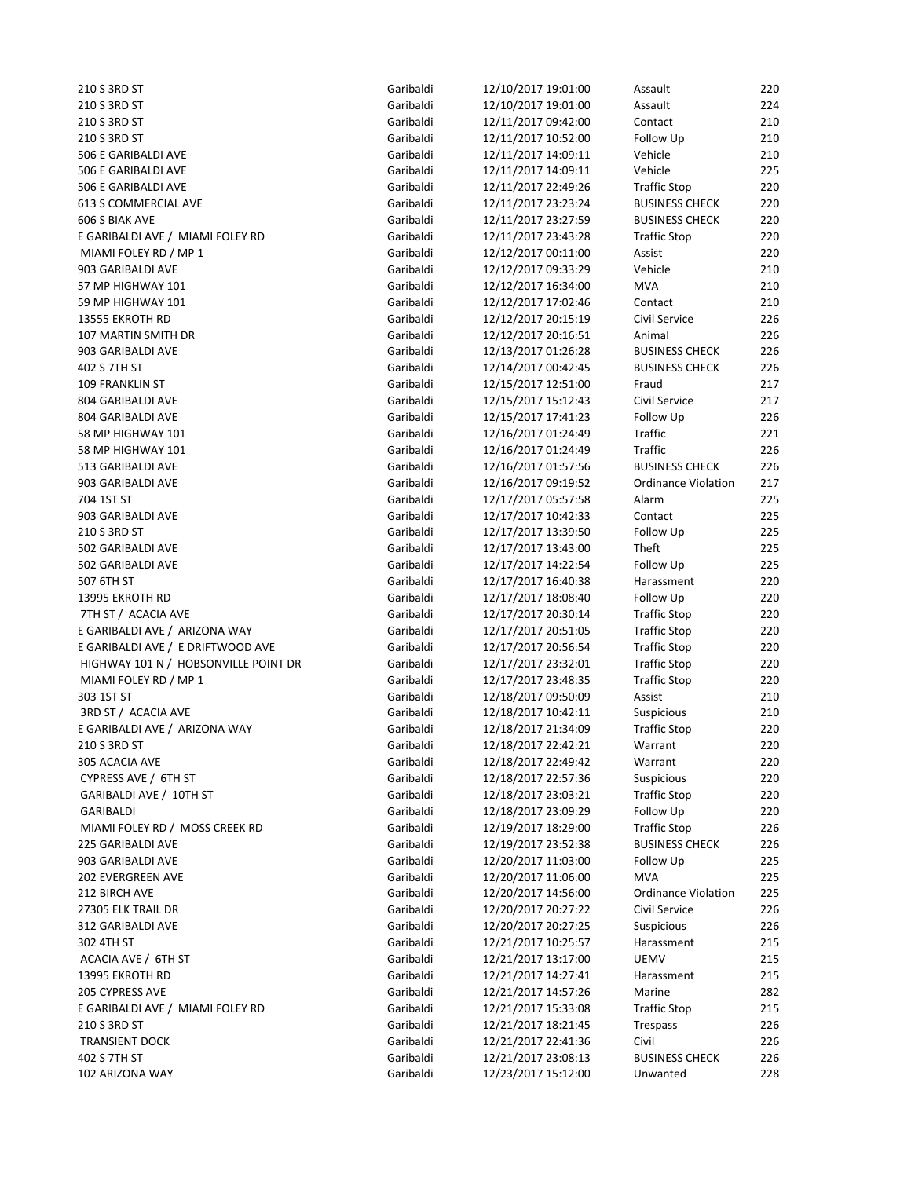| | | | | |
|---|---|---|---|---|
| 210 S 3RD ST | Garibaldi | 12/10/2017 19:01:00 | Assault | 220 |
| 210 S 3RD ST | Garibaldi | 12/10/2017 19:01:00 | Assault | 224 |
| 210 S 3RD ST | Garibaldi | 12/11/2017 09:42:00 | Contact | 210 |
| 210 S 3RD ST | Garibaldi | 12/11/2017 10:52:00 | Follow Up | 210 |
| 506 E GARIBALDI AVE | Garibaldi | 12/11/2017 14:09:11 | Vehicle | 210 |
| 506 E GARIBALDI AVE | Garibaldi | 12/11/2017 14:09:11 | Vehicle | 225 |
| 506 E GARIBALDI AVE | Garibaldi | 12/11/2017 22:49:26 | Traffic Stop | 220 |
| 613 S COMMERCIAL AVE | Garibaldi | 12/11/2017 23:23:24 | BUSINESS CHECK | 220 |
| 606 S BIAK AVE | Garibaldi | 12/11/2017 23:27:59 | BUSINESS CHECK | 220 |
| E GARIBALDI AVE / MIAMI FOLEY RD | Garibaldi | 12/11/2017 23:43:28 | Traffic Stop | 220 |
| MIAMI FOLEY RD / MP 1 | Garibaldi | 12/12/2017 00:11:00 | Assist | 220 |
| 903 GARIBALDI AVE | Garibaldi | 12/12/2017 09:33:29 | Vehicle | 210 |
| 57 MP HIGHWAY 101 | Garibaldi | 12/12/2017 16:34:00 | MVA | 210 |
| 59 MP HIGHWAY 101 | Garibaldi | 12/12/2017 17:02:46 | Contact | 210 |
| 13555 EKROTH RD | Garibaldi | 12/12/2017 20:15:19 | Civil Service | 226 |
| 107 MARTIN SMITH DR | Garibaldi | 12/12/2017 20:16:51 | Animal | 226 |
| 903 GARIBALDI AVE | Garibaldi | 12/13/2017 01:26:28 | BUSINESS CHECK | 226 |
| 402 S 7TH ST | Garibaldi | 12/14/2017 00:42:45 | BUSINESS CHECK | 226 |
| 109 FRANKLIN ST | Garibaldi | 12/15/2017 12:51:00 | Fraud | 217 |
| 804 GARIBALDI AVE | Garibaldi | 12/15/2017 15:12:43 | Civil Service | 217 |
| 804 GARIBALDI AVE | Garibaldi | 12/15/2017 17:41:23 | Follow Up | 226 |
| 58 MP HIGHWAY 101 | Garibaldi | 12/16/2017 01:24:49 | Traffic | 221 |
| 58 MP HIGHWAY 101 | Garibaldi | 12/16/2017 01:24:49 | Traffic | 226 |
| 513 GARIBALDI AVE | Garibaldi | 12/16/2017 01:57:56 | BUSINESS CHECK | 226 |
| 903 GARIBALDI AVE | Garibaldi | 12/16/2017 09:19:52 | Ordinance Violation | 217 |
| 704 1ST ST | Garibaldi | 12/17/2017 05:57:58 | Alarm | 225 |
| 903 GARIBALDI AVE | Garibaldi | 12/17/2017 10:42:33 | Contact | 225 |
| 210 S 3RD ST | Garibaldi | 12/17/2017 13:39:50 | Follow Up | 225 |
| 502 GARIBALDI AVE | Garibaldi | 12/17/2017 13:43:00 | Theft | 225 |
| 502 GARIBALDI AVE | Garibaldi | 12/17/2017 14:22:54 | Follow Up | 225 |
| 507 6TH ST | Garibaldi | 12/17/2017 16:40:38 | Harassment | 220 |
| 13995 EKROTH RD | Garibaldi | 12/17/2017 18:08:40 | Follow Up | 220 |
| 7TH ST / ACACIA AVE | Garibaldi | 12/17/2017 20:30:14 | Traffic Stop | 220 |
| E GARIBALDI AVE / ARIZONA WAY | Garibaldi | 12/17/2017 20:51:05 | Traffic Stop | 220 |
| E GARIBALDI AVE / E DRIFTWOOD AVE | Garibaldi | 12/17/2017 20:56:54 | Traffic Stop | 220 |
| HIGHWAY 101 N / HOBSONVILLE POINT DR | Garibaldi | 12/17/2017 23:32:01 | Traffic Stop | 220 |
| MIAMI FOLEY RD / MP 1 | Garibaldi | 12/17/2017 23:48:35 | Traffic Stop | 220 |
| 303 1ST ST | Garibaldi | 12/18/2017 09:50:09 | Assist | 210 |
| 3RD ST / ACACIA AVE | Garibaldi | 12/18/2017 10:42:11 | Suspicious | 210 |
| E GARIBALDI AVE / ARIZONA WAY | Garibaldi | 12/18/2017 21:34:09 | Traffic Stop | 220 |
| 210 S 3RD ST | Garibaldi | 12/18/2017 22:42:21 | Warrant | 220 |
| 305 ACACIA AVE | Garibaldi | 12/18/2017 22:49:42 | Warrant | 220 |
| CYPRESS AVE / 6TH ST | Garibaldi | 12/18/2017 22:57:36 | Suspicious | 220 |
| GARIBALDI AVE / 10TH ST | Garibaldi | 12/18/2017 23:03:21 | Traffic Stop | 220 |
| GARIBALDI | Garibaldi | 12/18/2017 23:09:29 | Follow Up | 220 |
| MIAMI FOLEY RD / MOSS CREEK RD | Garibaldi | 12/19/2017 18:29:00 | Traffic Stop | 226 |
| 225 GARIBALDI AVE | Garibaldi | 12/19/2017 23:52:38 | BUSINESS CHECK | 226 |
| 903 GARIBALDI AVE | Garibaldi | 12/20/2017 11:03:00 | Follow Up | 225 |
| 202 EVERGREEN AVE | Garibaldi | 12/20/2017 11:06:00 | MVA | 225 |
| 212 BIRCH AVE | Garibaldi | 12/20/2017 14:56:00 | Ordinance Violation | 225 |
| 27305 ELK TRAIL DR | Garibaldi | 12/20/2017 20:27:22 | Civil Service | 226 |
| 312 GARIBALDI AVE | Garibaldi | 12/20/2017 20:27:25 | Suspicious | 226 |
| 302 4TH ST | Garibaldi | 12/21/2017 10:25:57 | Harassment | 215 |
| ACACIA AVE / 6TH ST | Garibaldi | 12/21/2017 13:17:00 | UEMV | 215 |
| 13995 EKROTH RD | Garibaldi | 12/21/2017 14:27:41 | Harassment | 215 |
| 205 CYPRESS AVE | Garibaldi | 12/21/2017 14:57:26 | Marine | 282 |
| E GARIBALDI AVE / MIAMI FOLEY RD | Garibaldi | 12/21/2017 15:33:08 | Traffic Stop | 215 |
| 210 S 3RD ST | Garibaldi | 12/21/2017 18:21:45 | Trespass | 226 |
| TRANSIENT DOCK | Garibaldi | 12/21/2017 22:41:36 | Civil | 226 |
| 402 S 7TH ST | Garibaldi | 12/21/2017 23:08:13 | BUSINESS CHECK | 226 |
| 102 ARIZONA WAY | Garibaldi | 12/23/2017 15:12:00 | Unwanted | 228 |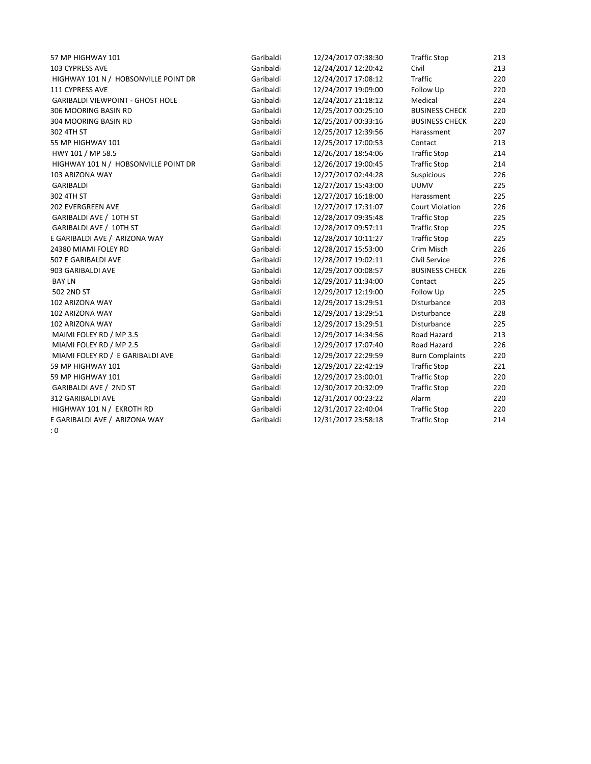| | | | | |
|---|---|---|---|---|
| 57 MP HIGHWAY 101 | Garibaldi | 12/24/2017 07:38:30 | Traffic Stop | 213 |
| 103 CYPRESS AVE | Garibaldi | 12/24/2017 12:20:42 | Civil | 213 |
| HIGHWAY 101 N / HOBSONVILLE POINT DR | Garibaldi | 12/24/2017 17:08:12 | Traffic | 220 |
| 111 CYPRESS AVE | Garibaldi | 12/24/2017 19:09:00 | Follow Up | 220 |
| GARIBALDI VIEWPOINT - GHOST HOLE | Garibaldi | 12/24/2017 21:18:12 | Medical | 224 |
| 306 MOORING BASIN RD | Garibaldi | 12/25/2017 00:25:10 | BUSINESS CHECK | 220 |
| 304 MOORING BASIN RD | Garibaldi | 12/25/2017 00:33:16 | BUSINESS CHECK | 220 |
| 302 4TH ST | Garibaldi | 12/25/2017 12:39:56 | Harassment | 207 |
| 55 MP HIGHWAY 101 | Garibaldi | 12/25/2017 17:00:53 | Contact | 213 |
| HWY 101 / MP 58.5 | Garibaldi | 12/26/2017 18:54:06 | Traffic Stop | 214 |
| HIGHWAY 101 N / HOBSONVILLE POINT DR | Garibaldi | 12/26/2017 19:00:45 | Traffic Stop | 214 |
| 103 ARIZONA WAY | Garibaldi | 12/27/2017 02:44:28 | Suspicious | 226 |
| GARIBALDI | Garibaldi | 12/27/2017 15:43:00 | UUMV | 225 |
| 302 4TH ST | Garibaldi | 12/27/2017 16:18:00 | Harassment | 225 |
| 202 EVERGREEN AVE | Garibaldi | 12/27/2017 17:31:07 | Court Violation | 226 |
| GARIBALDI AVE / 10TH ST | Garibaldi | 12/28/2017 09:35:48 | Traffic Stop | 225 |
| GARIBALDI AVE / 10TH ST | Garibaldi | 12/28/2017 09:57:11 | Traffic Stop | 225 |
| E GARIBALDI AVE / ARIZONA WAY | Garibaldi | 12/28/2017 10:11:27 | Traffic Stop | 225 |
| 24380 MIAMI FOLEY RD | Garibaldi | 12/28/2017 15:53:00 | Crim Misch | 226 |
| 507 E GARIBALDI AVE | Garibaldi | 12/28/2017 19:02:11 | Civil Service | 226 |
| 903 GARIBALDI AVE | Garibaldi | 12/29/2017 00:08:57 | BUSINESS CHECK | 226 |
| BAY LN | Garibaldi | 12/29/2017 11:34:00 | Contact | 225 |
| 502 2ND ST | Garibaldi | 12/29/2017 12:19:00 | Follow Up | 225 |
| 102 ARIZONA WAY | Garibaldi | 12/29/2017 13:29:51 | Disturbance | 203 |
| 102 ARIZONA WAY | Garibaldi | 12/29/2017 13:29:51 | Disturbance | 228 |
| 102 ARIZONA WAY | Garibaldi | 12/29/2017 13:29:51 | Disturbance | 225 |
| MAIMI FOLEY RD / MP 3.5 | Garibaldi | 12/29/2017 14:34:56 | Road Hazard | 213 |
| MIAMI FOLEY RD / MP 2.5 | Garibaldi | 12/29/2017 17:07:40 | Road Hazard | 226 |
| MIAMI FOLEY RD / E GARIBALDI AVE | Garibaldi | 12/29/2017 22:29:59 | Burn Complaints | 220 |
| 59 MP HIGHWAY 101 | Garibaldi | 12/29/2017 22:42:19 | Traffic Stop | 221 |
| 59 MP HIGHWAY 101 | Garibaldi | 12/29/2017 23:00:01 | Traffic Stop | 220 |
| GARIBALDI AVE / 2ND ST | Garibaldi | 12/30/2017 20:32:09 | Traffic Stop | 220 |
| 312 GARIBALDI AVE | Garibaldi | 12/31/2017 00:23:22 | Alarm | 220 |
| HIGHWAY 101 N / EKROTH RD | Garibaldi | 12/31/2017 22:40:04 | Traffic Stop | 220 |
| E GARIBALDI AVE / ARIZONA WAY | Garibaldi | 12/31/2017 23:58:18 | Traffic Stop | 214 |

: 0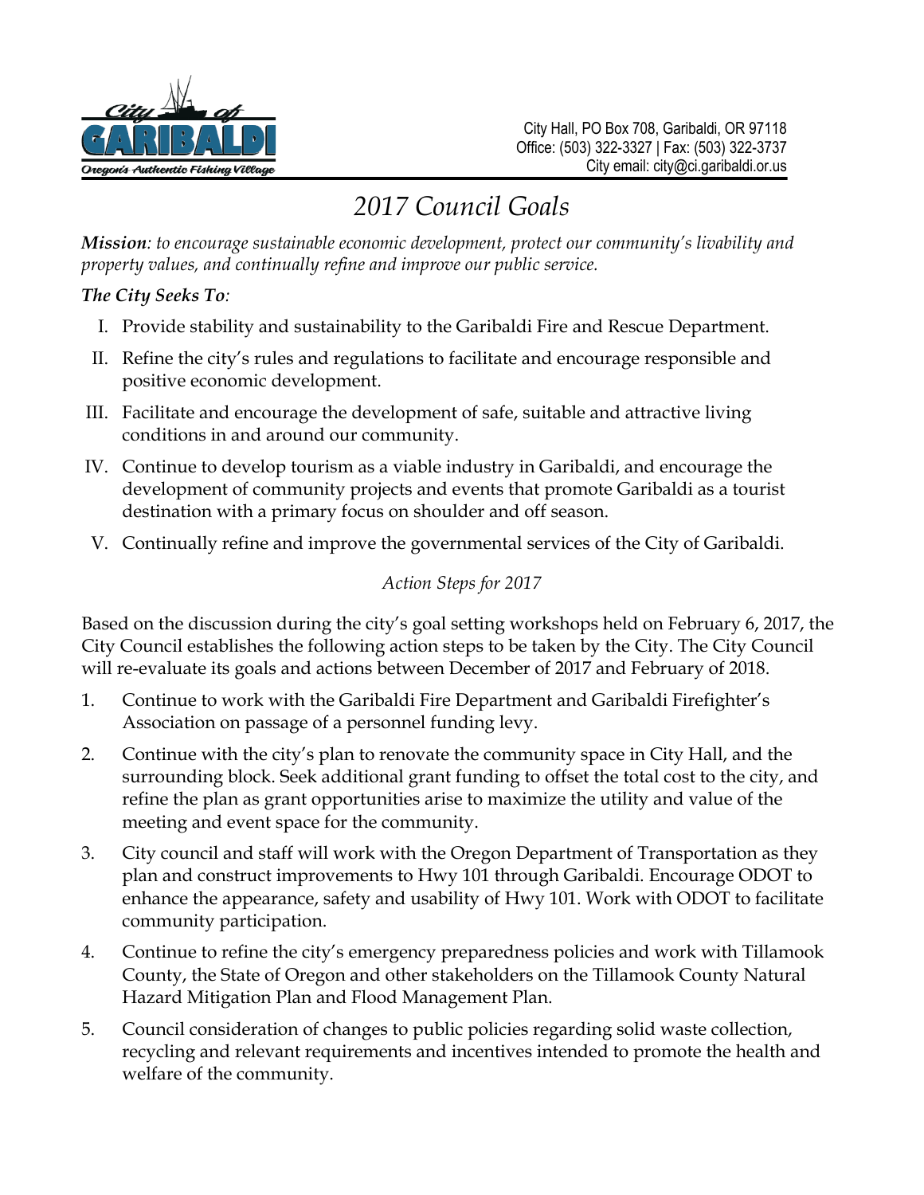City Hall, PO Box 708, Garibaldi, OR 97118
Office: (503) 322-3327 | Fax: (503) 322-3737
City email: city@ci.garibaldi.or.us

# *2017 Council Goals*

***Mission****: to encourage sustainable economic development, protect our community's livability and property values, and continually refine and improve our public service.*

***The City Seeks To****:*

I. Provide stability and sustainability to the Garibaldi Fire and Rescue Department.

II. Refine the city's rules and regulations to facilitate and encourage responsible and positive economic development.

III. Facilitate and encourage the development of safe, suitable and attractive living conditions in and around our community.

IV. Continue to develop tourism as a viable industry in Garibaldi, and encourage the development of community projects and events that promote Garibaldi as a tourist destination with a primary focus on shoulder and off season.

V. Continually refine and improve the governmental services of the City of Garibaldi.

## *Action Steps for 2017*

Based on the discussion during the city's goal setting workshops held on February 6, 2017, the City Council establishes the following action steps to be taken by the City. The City Council will re-evaluate its goals and actions between December of 2017 and February of 2018.

1. Continue to work with the Garibaldi Fire Department and Garibaldi Firefighter's Association on passage of a personnel funding levy.
2. Continue with the city's plan to renovate the community space in City Hall, and the surrounding block. Seek additional grant funding to offset the total cost to the city, and refine the plan as grant opportunities arise to maximize the utility and value of the meeting and event space for the community.
3. City council and staff will work with the Oregon Department of Transportation as they plan and construct improvements to Hwy 101 through Garibaldi. Encourage ODOT to enhance the appearance, safety and usability of Hwy 101. Work with ODOT to facilitate community participation.
4. Continue to refine the city's emergency preparedness policies and work with Tillamook County, the State of Oregon and other stakeholders on the Tillamook County Natural Hazard Mitigation Plan and Flood Management Plan.
5. Council consideration of changes to public policies regarding solid waste collection, recycling and relevant requirements and incentives intended to promote the health and welfare of the community.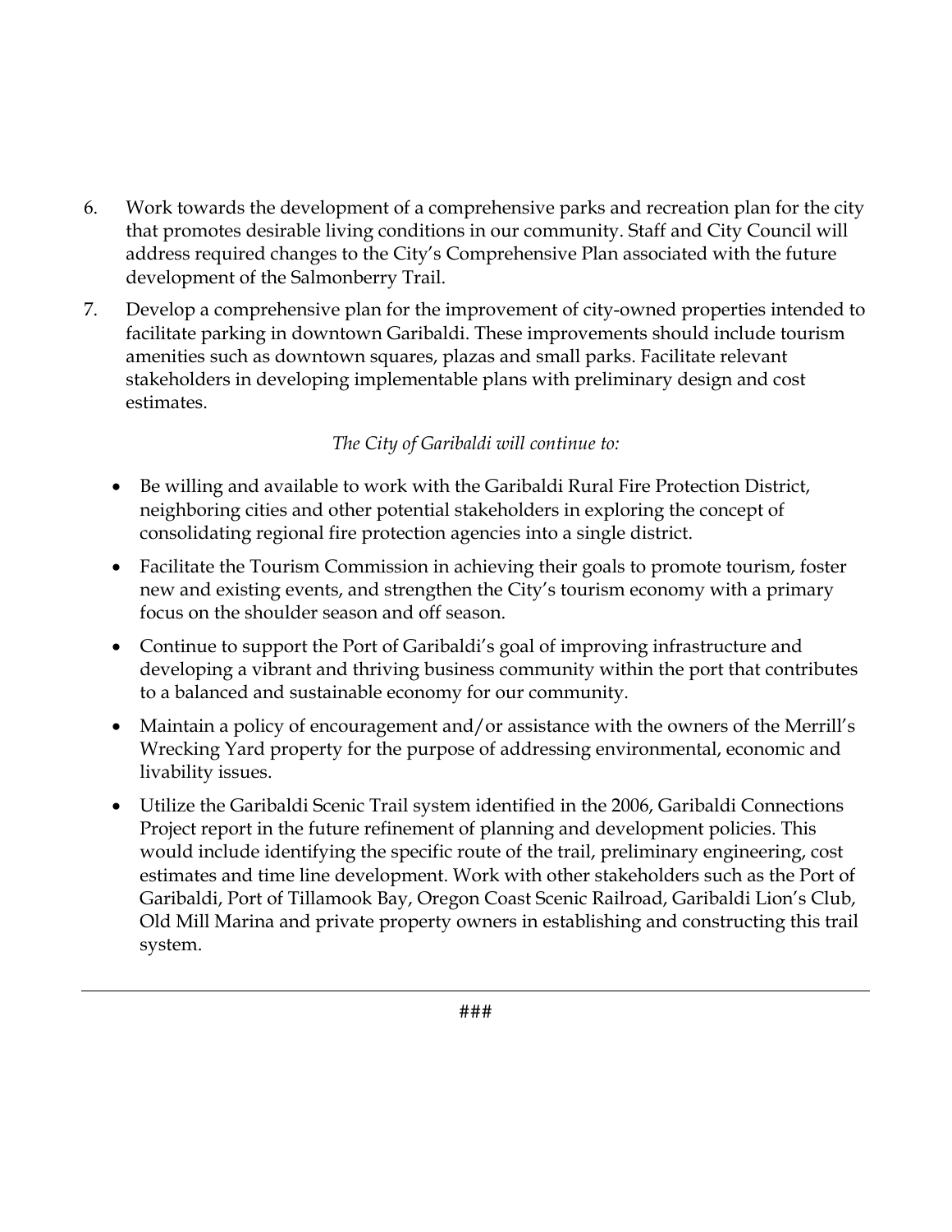6. Work towards the development of a comprehensive parks and recreation plan for the city that promotes desirable living conditions in our community. Staff and City Council will address required changes to the City's Comprehensive Plan associated with the future development of the Salmonberry Trail.
7. Develop a comprehensive plan for the improvement of city-owned properties intended to facilitate parking in downtown Garibaldi. These improvements should include tourism amenities such as downtown squares, plazas and small parks. Facilitate relevant stakeholders in developing implementable plans with preliminary design and cost estimates.

*The City of Garibaldi will continue to:*

- Be willing and available to work with the Garibaldi Rural Fire Protection District, neighboring cities and other potential stakeholders in exploring the concept of consolidating regional fire protection agencies into a single district.
- Facilitate the Tourism Commission in achieving their goals to promote tourism, foster new and existing events, and strengthen the City's tourism economy with a primary focus on the shoulder season and off season.
- Continue to support the Port of Garibaldi's goal of improving infrastructure and developing a vibrant and thriving business community within the port that contributes to a balanced and sustainable economy for our community.
- Maintain a policy of encouragement and/or assistance with the owners of the Merrill's Wrecking Yard property for the purpose of addressing environmental, economic and livability issues.
- Utilize the Garibaldi Scenic Trail system identified in the 2006, Garibaldi Connections Project report in the future refinement of planning and development policies. This would include identifying the specific route of the trail, preliminary engineering, cost estimates and time line development. Work with other stakeholders such as the Port of Garibaldi, Port of Tillamook Bay, Oregon Coast Scenic Railroad, Garibaldi Lion's Club, Old Mill Marina and private property owners in establishing and constructing this trail system.

---

###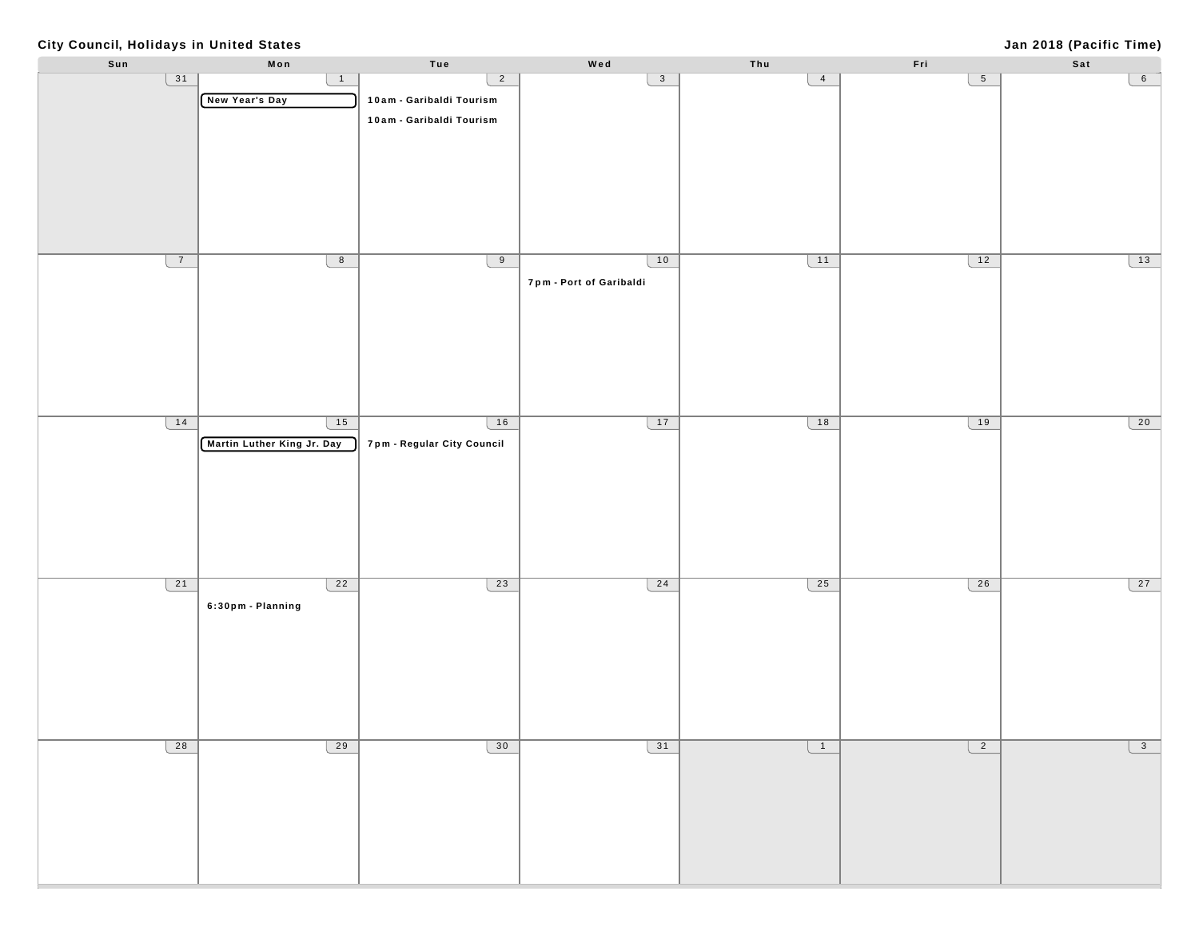**City Council, Holidays in United States** **Jan 2018 (Pacific Time)**

| Sun | Mon | Tue | Wed | Thu | Fri | Sat |
|---|---|---|---|---|---|---|
| 31 | 1<br>New Year's Day | 2<br>10am - Garibaldi Tourism<br>10am - Garibaldi Tourism | 3 | 4 | 5 | 6 |
| 7 | 8 | 9 | 10<br>7pm - Port of Garibaldi | 11 | 12 | 13 |
| 14 | 15<br>Martin Luther King Jr. Day | 16<br>7pm - Regular City Council | 17 | 18 | 19 | 20 |
| 21 | 22<br>6:30pm - Planning | 23 | 24 | 25 | 26 | 27 |
| 28 | 29 | 30 | 31 | 1 | 2 | 3 |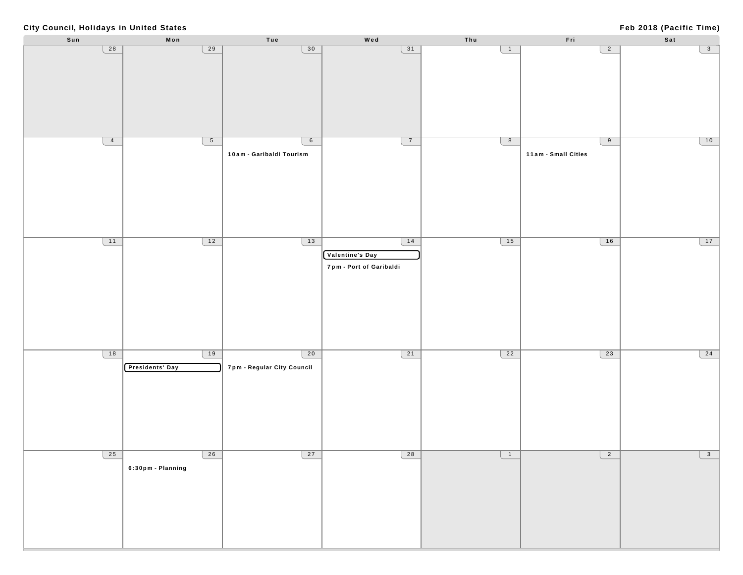**City Council, Holidays in United States** — **Feb 2018 (Pacific Time)**

| Sun | Mon | Tue | Wed | Thu | Fri | Sat |
|---|---|---|---|---|---|---|
| 28 | 29 | 30 | 31 | 1 | 2 | 3 |
| 4 | 5 | 6<br>**10am - Garibaldi Tourism** | 7 | 8 | 9<br>**11am - Small Cities** | 10 |
| 11 | 12 | 13 | 14<br>**Valentine's Day**<br>**7pm - Port of Garibaldi** | 15 | 16 | 17 |
| 18 | 19<br>**Presidents' Day** | 20<br>**7pm - Regular City Council** | 21 | 22 | 23 | 24 |
| 25 | 26<br>**6:30pm - Planning** | 27 | 28 | 1 | 2 | 3 |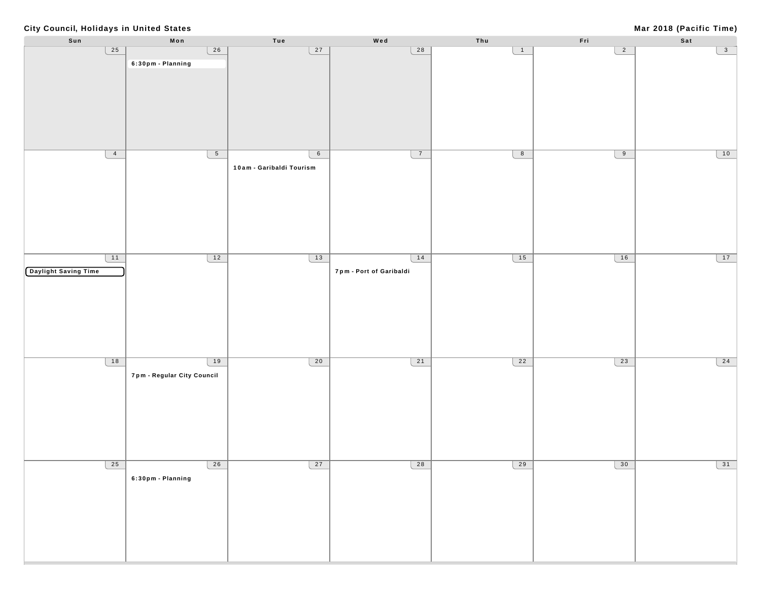**City Council, Holidays in United States**

**Mar 2018 (Pacific Time)**

| Sun | Mon | Tue | Wed | Thu | Fri | Sat |
|---|---|---|---|---|---|---|
| 25 | 26<br>6:30pm - Planning | 27 | 28 | 1 | 2 | 3 |
| 4 | 5 | 6<br>10am - Garibaldi Tourism | 7 | 8 | 9 | 10 |
| 11<br>Daylight Saving Time | 12 | 13 | 14<br>7pm - Port of Garibaldi | 15 | 16 | 17 |
| 18 | 19<br>7pm - Regular City Council | 20 | 21 | 22 | 23 | 24 |
| 25 | 26<br>6:30pm - Planning | 27 | 28 | 29 | 30 | 31 |